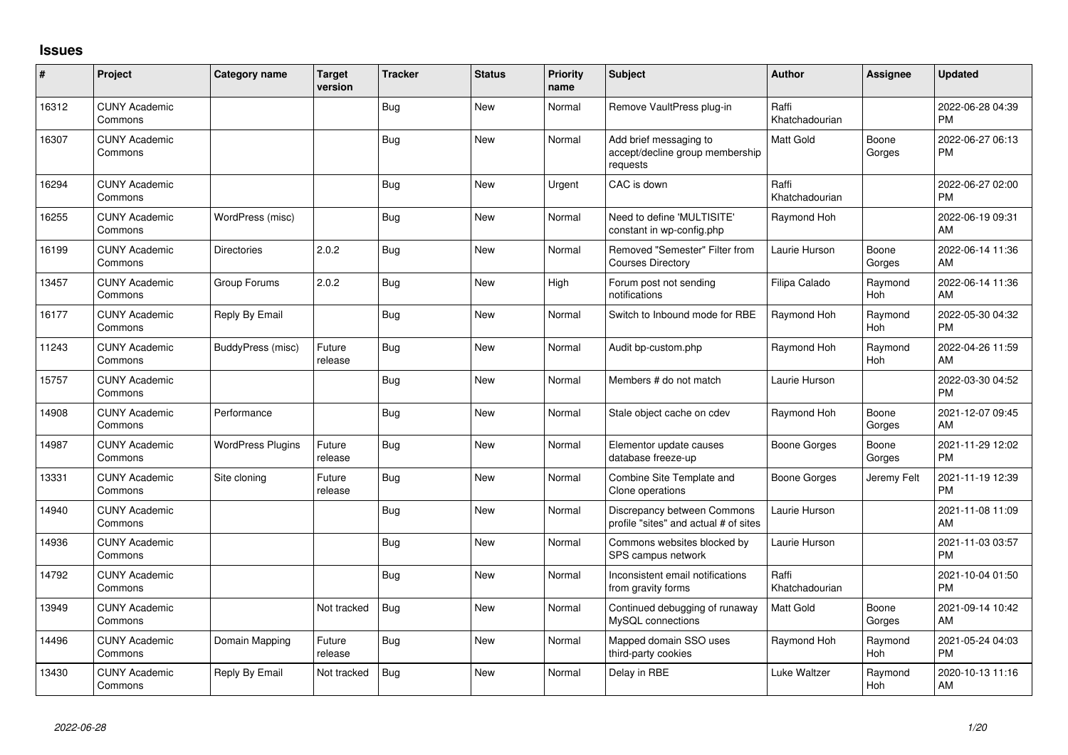## Issues

| # | Project | Category name | Target version | Tracker | Status | Priority name | Subject | Author | Assignee | Updated |
|---|---|---|---|---|---|---|---|---|---|---|
| 16312 | CUNY Academic Commons | | | Bug | New | Normal | Remove VaultPress plug-in | Raffi Khatchadourian | | 2022-06-28 04:39 PM |
| 16307 | CUNY Academic Commons | | | Bug | New | Normal | Add brief messaging to accept/decline group membership requests | Matt Gold | Boone Gorges | 2022-06-27 06:13 PM |
| 16294 | CUNY Academic Commons | | | Bug | New | Urgent | CAC is down | Raffi Khatchadourian | | 2022-06-27 02:00 PM |
| 16255 | CUNY Academic Commons | WordPress (misc) | | Bug | New | Normal | Need to define 'MULTISITE' constant in wp-config.php | Raymond Hoh | | 2022-06-19 09:31 AM |
| 16199 | CUNY Academic Commons | Directories | 2.0.2 | Bug | New | Normal | Removed "Semester" Filter from Courses Directory | Laurie Hurson | Boone Gorges | 2022-06-14 11:36 AM |
| 13457 | CUNY Academic Commons | Group Forums | 2.0.2 | Bug | New | High | Forum post not sending notifications | Filipa Calado | Raymond Hoh | 2022-06-14 11:36 AM |
| 16177 | CUNY Academic Commons | Reply By Email | | Bug | New | Normal | Switch to Inbound mode for RBE | Raymond Hoh | Raymond Hoh | 2022-05-30 04:32 PM |
| 11243 | CUNY Academic Commons | BuddyPress (misc) | Future release | Bug | New | Normal | Audit bp-custom.php | Raymond Hoh | Raymond Hoh | 2022-04-26 11:59 AM |
| 15757 | CUNY Academic Commons | | | Bug | New | Normal | Members # do not match | Laurie Hurson | | 2022-03-30 04:52 PM |
| 14908 | CUNY Academic Commons | Performance | | Bug | New | Normal | Stale object cache on cdev | Raymond Hoh | Boone Gorges | 2021-12-07 09:45 AM |
| 14987 | CUNY Academic Commons | WordPress Plugins | Future release | Bug | New | Normal | Elementor update causes database freeze-up | Boone Gorges | Boone Gorges | 2021-11-29 12:02 PM |
| 13331 | CUNY Academic Commons | Site cloning | Future release | Bug | New | Normal | Combine Site Template and Clone operations | Boone Gorges | Jeremy Felt | 2021-11-19 12:39 PM |
| 14940 | CUNY Academic Commons | | | Bug | New | Normal | Discrepancy between Commons profile "sites" and actual # of sites | Laurie Hurson | | 2021-11-08 11:09 AM |
| 14936 | CUNY Academic Commons | | | Bug | New | Normal | Commons websites blocked by SPS campus network | Laurie Hurson | | 2021-11-03 03:57 PM |
| 14792 | CUNY Academic Commons | | | Bug | New | Normal | Inconsistent email notifications from gravity forms | Raffi Khatchadourian | | 2021-10-04 01:50 PM |
| 13949 | CUNY Academic Commons | | Not tracked | Bug | New | Normal | Continued debugging of runaway MySQL connections | Matt Gold | Boone Gorges | 2021-09-14 10:42 AM |
| 14496 | CUNY Academic Commons | Domain Mapping | Future release | Bug | New | Normal | Mapped domain SSO uses third-party cookies | Raymond Hoh | Raymond Hoh | 2021-05-24 04:03 PM |
| 13430 | CUNY Academic Commons | Reply By Email | Not tracked | Bug | New | Normal | Delay in RBE | Luke Waltzer | Raymond Hoh | 2020-10-13 11:16 AM |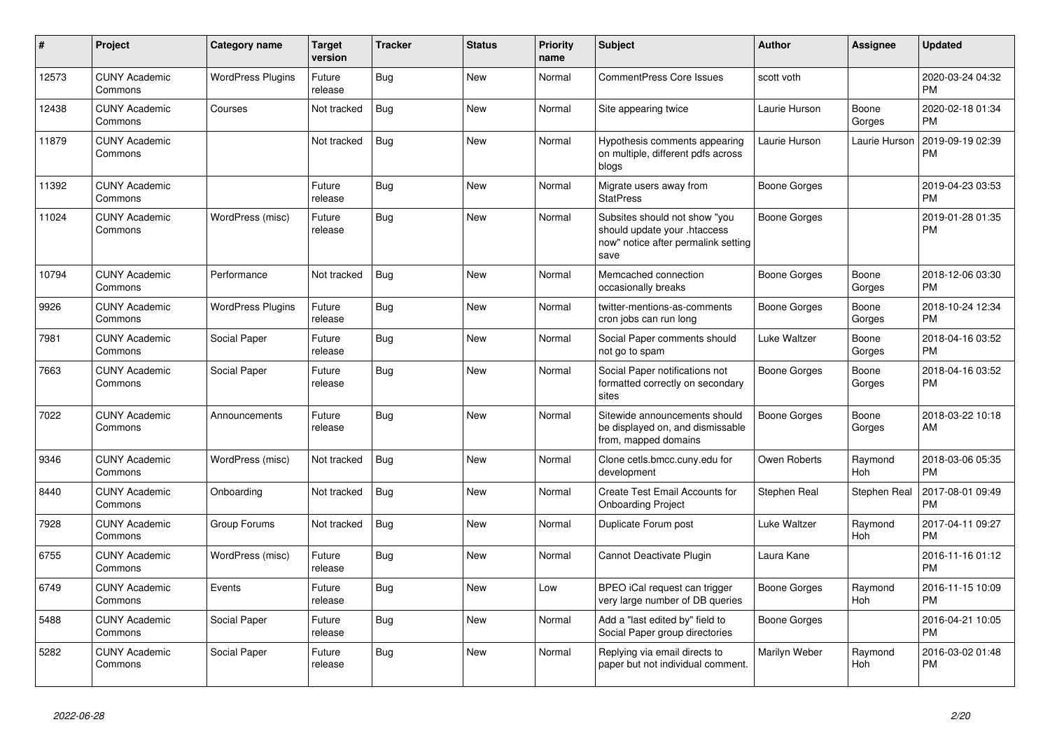| # | Project | Category name | Target version | Tracker | Status | Priority name | Subject | Author | Assignee | Updated |
|---|---|---|---|---|---|---|---|---|---|---|
| 12573 | CUNY Academic Commons | WordPress Plugins | Future release | Bug | New | Normal | CommentPress Core Issues | scott voth | | 2020-03-24 04:32 PM |
| 12438 | CUNY Academic Commons | Courses | Not tracked | Bug | New | Normal | Site appearing twice | Laurie Hurson | Boone Gorges | 2020-02-18 01:34 PM |
| 11879 | CUNY Academic Commons | | Not tracked | Bug | New | Normal | Hypothesis comments appearing on multiple, different pdfs across blogs | Laurie Hurson | Laurie Hurson | 2019-09-19 02:39 PM |
| 11392 | CUNY Academic Commons | | Future release | Bug | New | Normal | Migrate users away from StatPress | Boone Gorges | | 2019-04-23 03:53 PM |
| 11024 | CUNY Academic Commons | WordPress (misc) | Future release | Bug | New | Normal | Subsites should not show "you should update your .htaccess now" notice after permalink setting save | Boone Gorges | | 2019-01-28 01:35 PM |
| 10794 | CUNY Academic Commons | Performance | Not tracked | Bug | New | Normal | Memcached connection occasionally breaks | Boone Gorges | Boone Gorges | 2018-12-06 03:30 PM |
| 9926 | CUNY Academic Commons | WordPress Plugins | Future release | Bug | New | Normal | twitter-mentions-as-comments cron jobs can run long | Boone Gorges | Boone Gorges | 2018-10-24 12:34 PM |
| 7981 | CUNY Academic Commons | Social Paper | Future release | Bug | New | Normal | Social Paper comments should not go to spam | Luke Waltzer | Boone Gorges | 2018-04-16 03:52 PM |
| 7663 | CUNY Academic Commons | Social Paper | Future release | Bug | New | Normal | Social Paper notifications not formatted correctly on secondary sites | Boone Gorges | Boone Gorges | 2018-04-16 03:52 PM |
| 7022 | CUNY Academic Commons | Announcements | Future release | Bug | New | Normal | Sitewide announcements should be displayed on, and dismissable from, mapped domains | Boone Gorges | Boone Gorges | 2018-03-22 10:18 AM |
| 9346 | CUNY Academic Commons | WordPress (misc) | Not tracked | Bug | New | Normal | Clone cetls.bmcc.cuny.edu for development | Owen Roberts | Raymond Hoh | 2018-03-06 05:35 PM |
| 8440 | CUNY Academic Commons | Onboarding | Not tracked | Bug | New | Normal | Create Test Email Accounts for Onboarding Project | Stephen Real | Stephen Real | 2017-08-01 09:49 PM |
| 7928 | CUNY Academic Commons | Group Forums | Not tracked | Bug | New | Normal | Duplicate Forum post | Luke Waltzer | Raymond Hoh | 2017-04-11 09:27 PM |
| 6755 | CUNY Academic Commons | WordPress (misc) | Future release | Bug | New | Normal | Cannot Deactivate Plugin | Laura Kane | | 2016-11-16 01:12 PM |
| 6749 | CUNY Academic Commons | Events | Future release | Bug | New | Low | BPEO iCal request can trigger very large number of DB queries | Boone Gorges | Raymond Hoh | 2016-11-15 10:09 PM |
| 5488 | CUNY Academic Commons | Social Paper | Future release | Bug | New | Normal | Add a "last edited by" field to Social Paper group directories | Boone Gorges | | 2016-04-21 10:05 PM |
| 5282 | CUNY Academic Commons | Social Paper | Future release | Bug | New | Normal | Replying via email directs to paper but not individual comment. | Marilyn Weber | Raymond Hoh | 2016-03-02 01:48 PM |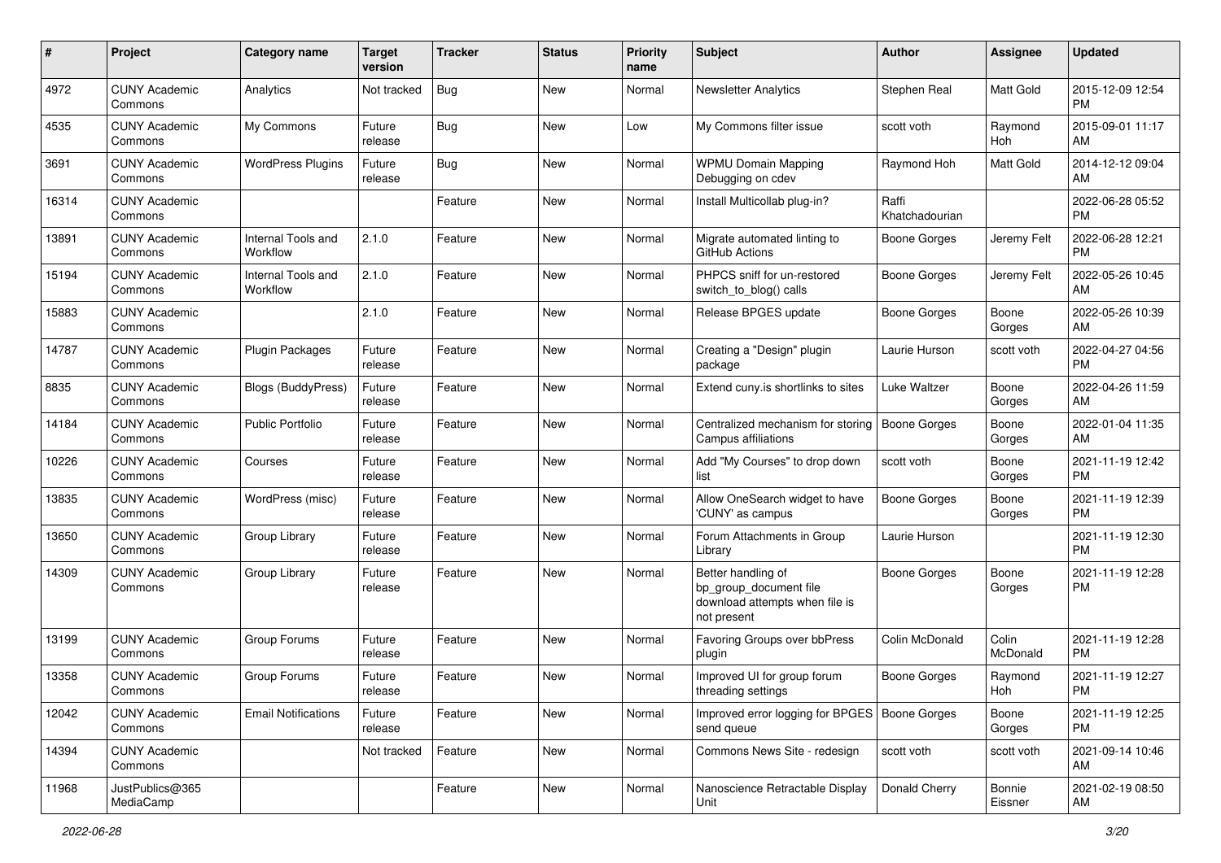| # | Project | Category name | Target version | Tracker | Status | Priority name | Subject | Author | Assignee | Updated |
|---|---|---|---|---|---|---|---|---|---|---|
| 4972 | CUNY Academic Commons | Analytics | Not tracked | Bug | New | Normal | Newsletter Analytics | Stephen Real | Matt Gold | 2015-12-09 12:54 PM |
| 4535 | CUNY Academic Commons | My Commons | Future release | Bug | New | Low | My Commons filter issue | scott voth | Raymond Hoh | 2015-09-01 11:17 AM |
| 3691 | CUNY Academic Commons | WordPress Plugins | Future release | Bug | New | Normal | WPMU Domain Mapping Debugging on cdev | Raymond Hoh | Matt Gold | 2014-12-12 09:04 AM |
| 16314 | CUNY Academic Commons | | | Feature | New | Normal | Install Multicollab plug-in? | Raffi Khatchadourian | | 2022-06-28 05:52 PM |
| 13891 | CUNY Academic Commons | Internal Tools and Workflow | 2.1.0 | Feature | New | Normal | Migrate automated linting to GitHub Actions | Boone Gorges | Jeremy Felt | 2022-06-28 12:21 PM |
| 15194 | CUNY Academic Commons | Internal Tools and Workflow | 2.1.0 | Feature | New | Normal | PHPCS sniff for un-restored switch_to_blog() calls | Boone Gorges | Jeremy Felt | 2022-05-26 10:45 AM |
| 15883 | CUNY Academic Commons | | 2.1.0 | Feature | New | Normal | Release BPGES update | Boone Gorges | Boone Gorges | 2022-05-26 10:39 AM |
| 14787 | CUNY Academic Commons | Plugin Packages | Future release | Feature | New | Normal | Creating a "Design" plugin package | Laurie Hurson | scott voth | 2022-04-27 04:56 PM |
| 8835 | CUNY Academic Commons | Blogs (BuddyPress) | Future release | Feature | New | Normal | Extend cuny.is shortlinks to sites | Luke Waltzer | Boone Gorges | 2022-04-26 11:59 AM |
| 14184 | CUNY Academic Commons | Public Portfolio | Future release | Feature | New | Normal | Centralized mechanism for storing Campus affiliations | Boone Gorges | Boone Gorges | 2022-01-04 11:35 AM |
| 10226 | CUNY Academic Commons | Courses | Future release | Feature | New | Normal | Add "My Courses" to drop down list | scott voth | Boone Gorges | 2021-11-19 12:42 PM |
| 13835 | CUNY Academic Commons | WordPress (misc) | Future release | Feature | New | Normal | Allow OneSearch widget to have 'CUNY' as campus | Boone Gorges | Boone Gorges | 2021-11-19 12:39 PM |
| 13650 | CUNY Academic Commons | Group Library | Future release | Feature | New | Normal | Forum Attachments in Group Library | Laurie Hurson | | 2021-11-19 12:30 PM |
| 14309 | CUNY Academic Commons | Group Library | Future release | Feature | New | Normal | Better handling of bp_group_document file download attempts when file is not present | Boone Gorges | Boone Gorges | 2021-11-19 12:28 PM |
| 13199 | CUNY Academic Commons | Group Forums | Future release | Feature | New | Normal | Favoring Groups over bbPress plugin | Colin McDonald | Colin McDonald | 2021-11-19 12:28 PM |
| 13358 | CUNY Academic Commons | Group Forums | Future release | Feature | New | Normal | Improved UI for group forum threading settings | Boone Gorges | Raymond Hoh | 2021-11-19 12:27 PM |
| 12042 | CUNY Academic Commons | Email Notifications | Future release | Feature | New | Normal | Improved error logging for BPGES send queue | Boone Gorges | Boone Gorges | 2021-11-19 12:25 PM |
| 14394 | CUNY Academic Commons | | Not tracked | Feature | New | Normal | Commons News Site - redesign | scott voth | scott voth | 2021-09-14 10:46 AM |
| 11968 | JustPublics@365 MediaCamp | | | Feature | New | Normal | Nanoscience Retractable Display Unit | Donald Cherry | Bonnie Eissner | 2021-02-19 08:50 AM |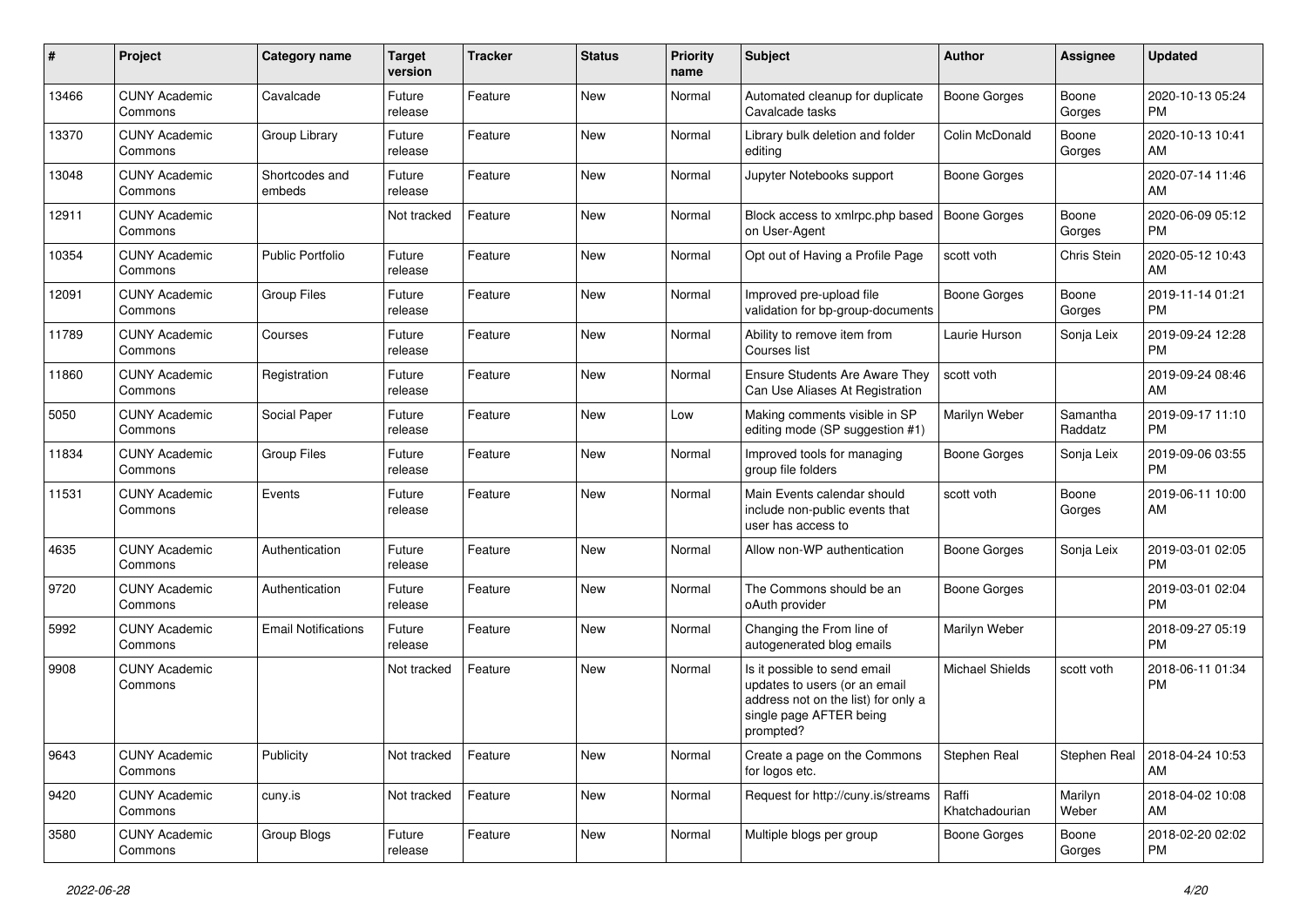| # | Project | Category name | Target version | Tracker | Status | Priority name | Subject | Author | Assignee | Updated |
|---|---|---|---|---|---|---|---|---|---|---|
| 13466 | CUNY Academic Commons | Cavalcade | Future release | Feature | New | Normal | Automated cleanup for duplicate Cavalcade tasks | Boone Gorges | Boone Gorges | 2020-10-13 05:24 PM |
| 13370 | CUNY Academic Commons | Group Library | Future release | Feature | New | Normal | Library bulk deletion and folder editing | Colin McDonald | Boone Gorges | 2020-10-13 10:41 AM |
| 13048 | CUNY Academic Commons | Shortcodes and embeds | Future release | Feature | New | Normal | Jupyter Notebooks support | Boone Gorges | | 2020-07-14 11:46 AM |
| 12911 | CUNY Academic Commons | | Not tracked | Feature | New | Normal | Block access to xmlrpc.php based on User-Agent | Boone Gorges | Boone Gorges | 2020-06-09 05:12 PM |
| 10354 | CUNY Academic Commons | Public Portfolio | Future release | Feature | New | Normal | Opt out of Having a Profile Page | scott voth | Chris Stein | 2020-05-12 10:43 AM |
| 12091 | CUNY Academic Commons | Group Files | Future release | Feature | New | Normal | Improved pre-upload file validation for bp-group-documents | Boone Gorges | Boone Gorges | 2019-11-14 01:21 PM |
| 11789 | CUNY Academic Commons | Courses | Future release | Feature | New | Normal | Ability to remove item from Courses list | Laurie Hurson | Sonja Leix | 2019-09-24 12:28 PM |
| 11860 | CUNY Academic Commons | Registration | Future release | Feature | New | Normal | Ensure Students Are Aware They Can Use Aliases At Registration | scott voth | | 2019-09-24 08:46 AM |
| 5050 | CUNY Academic Commons | Social Paper | Future release | Feature | New | Low | Making comments visible in SP editing mode (SP suggestion #1) | Marilyn Weber | Samantha Raddatz | 2019-09-17 11:10 PM |
| 11834 | CUNY Academic Commons | Group Files | Future release | Feature | New | Normal | Improved tools for managing group file folders | Boone Gorges | Sonja Leix | 2019-09-06 03:55 PM |
| 11531 | CUNY Academic Commons | Events | Future release | Feature | New | Normal | Main Events calendar should include non-public events that user has access to | scott voth | Boone Gorges | 2019-06-11 10:00 AM |
| 4635 | CUNY Academic Commons | Authentication | Future release | Feature | New | Normal | Allow non-WP authentication | Boone Gorges | Sonja Leix | 2019-03-01 02:05 PM |
| 9720 | CUNY Academic Commons | Authentication | Future release | Feature | New | Normal | The Commons should be an oAuth provider | Boone Gorges | | 2019-03-01 02:04 PM |
| 5992 | CUNY Academic Commons | Email Notifications | Future release | Feature | New | Normal | Changing the From line of autogenerated blog emails | Marilyn Weber | | 2018-09-27 05:19 PM |
| 9908 | CUNY Academic Commons | | Not tracked | Feature | New | Normal | Is it possible to send email updates to users (or an email address not on the list) for only a single page AFTER being prompted? | Michael Shields | scott voth | 2018-06-11 01:34 PM |
| 9643 | CUNY Academic Commons | Publicity | Not tracked | Feature | New | Normal | Create a page on the Commons for logos etc. | Stephen Real | Stephen Real | 2018-04-24 10:53 AM |
| 9420 | CUNY Academic Commons | cuny.is | Not tracked | Feature | New | Normal | Request for http://cuny.is/streams | Raffi Khatchadourian | Marilyn Weber | 2018-04-02 10:08 AM |
| 3580 | CUNY Academic Commons | Group Blogs | Future release | Feature | New | Normal | Multiple blogs per group | Boone Gorges | Boone Gorges | 2018-02-20 02:02 PM |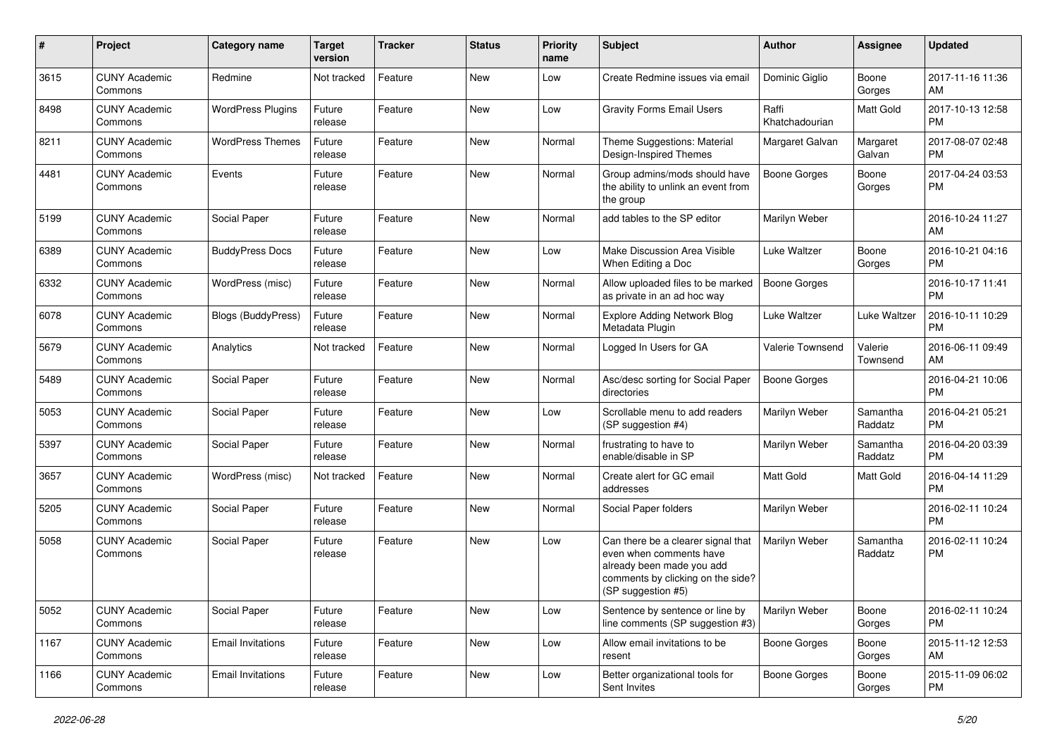| # | Project | Category name | Target version | Tracker | Status | Priority name | Subject | Author | Assignee | Updated |
|---|---|---|---|---|---|---|---|---|---|---|
| 3615 | CUNY Academic Commons | Redmine | Not tracked | Feature | New | Low | Create Redmine issues via email | Dominic Giglio | Boone Gorges | 2017-11-16 11:36 AM |
| 8498 | CUNY Academic Commons | WordPress Plugins | Future release | Feature | New | Low | Gravity Forms Email Users | Raffi Khatchadourian | Matt Gold | 2017-10-13 12:58 PM |
| 8211 | CUNY Academic Commons | WordPress Themes | Future release | Feature | New | Normal | Theme Suggestions: Material Design-Inspired Themes | Margaret Galvan | Margaret Galvan | 2017-08-07 02:48 PM |
| 4481 | CUNY Academic Commons | Events | Future release | Feature | New | Normal | Group admins/mods should have the ability to unlink an event from the group | Boone Gorges | Boone Gorges | 2017-04-24 03:53 PM |
| 5199 | CUNY Academic Commons | Social Paper | Future release | Feature | New | Normal | add tables to the SP editor | Marilyn Weber | | 2016-10-24 11:27 AM |
| 6389 | CUNY Academic Commons | BuddyPress Docs | Future release | Feature | New | Low | Make Discussion Area Visible When Editing a Doc | Luke Waltzer | Boone Gorges | 2016-10-21 04:16 PM |
| 6332 | CUNY Academic Commons | WordPress (misc) | Future release | Feature | New | Normal | Allow uploaded files to be marked as private in an ad hoc way | Boone Gorges | | 2016-10-17 11:41 PM |
| 6078 | CUNY Academic Commons | Blogs (BuddyPress) | Future release | Feature | New | Normal | Explore Adding Network Blog Metadata Plugin | Luke Waltzer | Luke Waltzer | 2016-10-11 10:29 PM |
| 5679 | CUNY Academic Commons | Analytics | Not tracked | Feature | New | Normal | Logged In Users for GA | Valerie Townsend | Valerie Townsend | 2016-06-11 09:49 AM |
| 5489 | CUNY Academic Commons | Social Paper | Future release | Feature | New | Normal | Asc/desc sorting for Social Paper directories | Boone Gorges | | 2016-04-21 10:06 PM |
| 5053 | CUNY Academic Commons | Social Paper | Future release | Feature | New | Low | Scrollable menu to add readers (SP suggestion #4) | Marilyn Weber | Samantha Raddatz | 2016-04-21 05:21 PM |
| 5397 | CUNY Academic Commons | Social Paper | Future release | Feature | New | Normal | frustrating to have to enable/disable in SP | Marilyn Weber | Samantha Raddatz | 2016-04-20 03:39 PM |
| 3657 | CUNY Academic Commons | WordPress (misc) | Not tracked | Feature | New | Normal | Create alert for GC email addresses | Matt Gold | Matt Gold | 2016-04-14 11:29 PM |
| 5205 | CUNY Academic Commons | Social Paper | Future release | Feature | New | Normal | Social Paper folders | Marilyn Weber | | 2016-02-11 10:24 PM |
| 5058 | CUNY Academic Commons | Social Paper | Future release | Feature | New | Low | Can there be a clearer signal that even when comments have already been made you add comments by clicking on the side? (SP suggestion #5) | Marilyn Weber | Samantha Raddatz | 2016-02-11 10:24 PM |
| 5052 | CUNY Academic Commons | Social Paper | Future release | Feature | New | Low | Sentence by sentence or line by line comments (SP suggestion #3) | Marilyn Weber | Boone Gorges | 2016-02-11 10:24 PM |
| 1167 | CUNY Academic Commons | Email Invitations | Future release | Feature | New | Low | Allow email invitations to be resent | Boone Gorges | Boone Gorges | 2015-11-12 12:53 AM |
| 1166 | CUNY Academic Commons | Email Invitations | Future release | Feature | New | Low | Better organizational tools for Sent Invites | Boone Gorges | Boone Gorges | 2015-11-09 06:02 PM |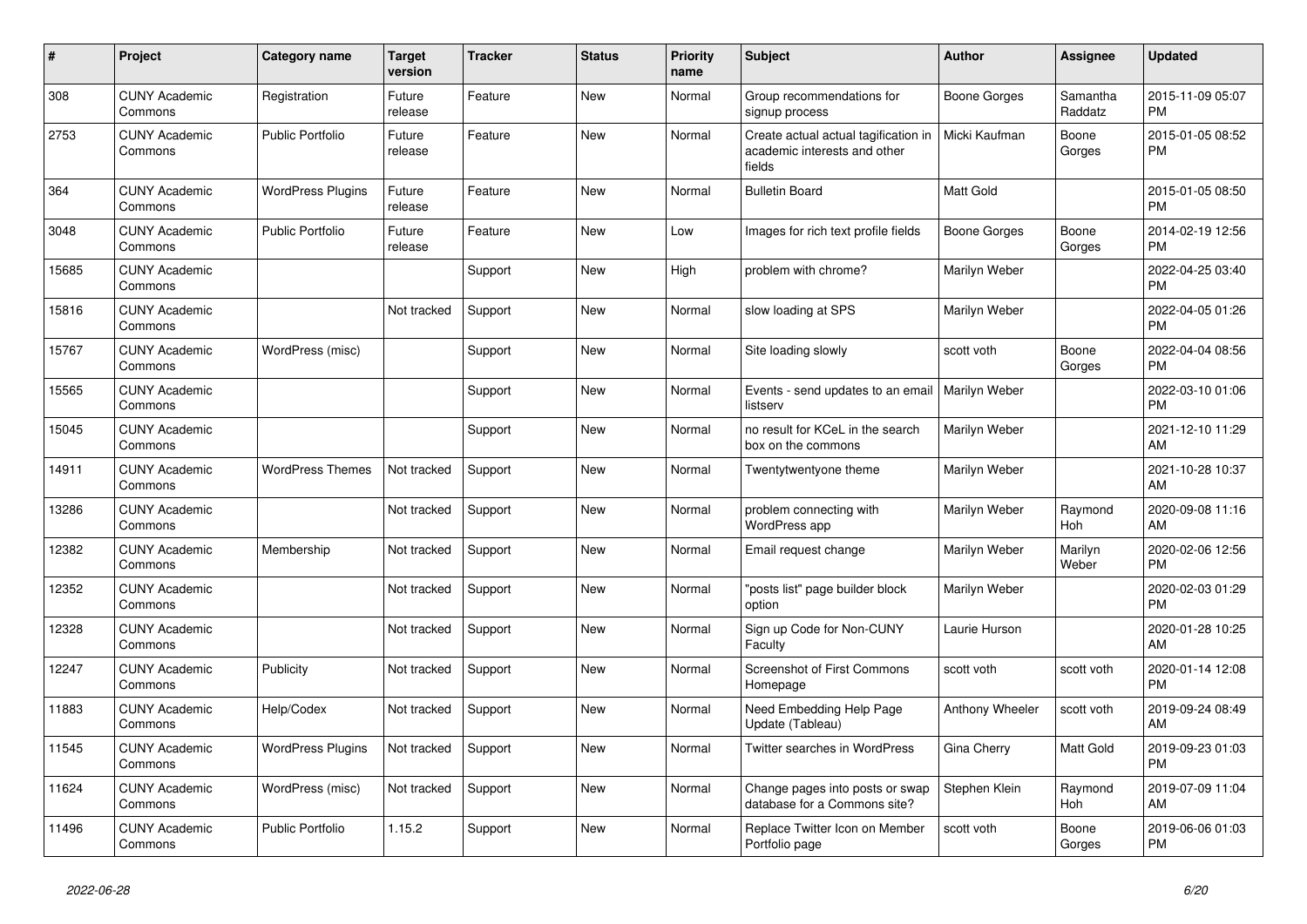| # | Project | Category name | Target version | Tracker | Status | Priority name | Subject | Author | Assignee | Updated |
|---|---|---|---|---|---|---|---|---|---|---|
| 308 | CUNY Academic Commons | Registration | Future release | Feature | New | Normal | Group recommendations for signup process | Boone Gorges | Samantha Raddatz | 2015-11-09 05:07 PM |
| 2753 | CUNY Academic Commons | Public Portfolio | Future release | Feature | New | Normal | Create actual actual tagification in academic interests and other fields | Micki Kaufman | Boone Gorges | 2015-01-05 08:52 PM |
| 364 | CUNY Academic Commons | WordPress Plugins | Future release | Feature | New | Normal | Bulletin Board | Matt Gold | | 2015-01-05 08:50 PM |
| 3048 | CUNY Academic Commons | Public Portfolio | Future release | Feature | New | Low | Images for rich text profile fields | Boone Gorges | Boone Gorges | 2014-02-19 12:56 PM |
| 15685 | CUNY Academic Commons | | | Support | New | High | problem with chrome? | Marilyn Weber | | 2022-04-25 03:40 PM |
| 15816 | CUNY Academic Commons | | Not tracked | Support | New | Normal | slow loading at SPS | Marilyn Weber | | 2022-04-05 01:26 PM |
| 15767 | CUNY Academic Commons | WordPress (misc) | | Support | New | Normal | Site loading slowly | scott voth | Boone Gorges | 2022-04-04 08:56 PM |
| 15565 | CUNY Academic Commons | | | Support | New | Normal | Events - send updates to an email listserv | Marilyn Weber | | 2022-03-10 01:06 PM |
| 15045 | CUNY Academic Commons | | | Support | New | Normal | no result for KCeL in the search box on the commons | Marilyn Weber | | 2021-12-10 11:29 AM |
| 14911 | CUNY Academic Commons | WordPress Themes | Not tracked | Support | New | Normal | Twentytwentyone theme | Marilyn Weber | | 2021-10-28 10:37 AM |
| 13286 | CUNY Academic Commons | | Not tracked | Support | New | Normal | problem connecting with WordPress app | Marilyn Weber | Raymond Hoh | 2020-09-08 11:16 AM |
| 12382 | CUNY Academic Commons | Membership | Not tracked | Support | New | Normal | Email request change | Marilyn Weber | Marilyn Weber | 2020-02-06 12:56 PM |
| 12352 | CUNY Academic Commons | | Not tracked | Support | New | Normal | "posts list" page builder block option | Marilyn Weber | | 2020-02-03 01:29 PM |
| 12328 | CUNY Academic Commons | | Not tracked | Support | New | Normal | Sign up Code for Non-CUNY Faculty | Laurie Hurson | | 2020-01-28 10:25 AM |
| 12247 | CUNY Academic Commons | Publicity | Not tracked | Support | New | Normal | Screenshot of First Commons Homepage | scott voth | scott voth | 2020-01-14 12:08 PM |
| 11883 | CUNY Academic Commons | Help/Codex | Not tracked | Support | New | Normal | Need Embedding Help Page Update (Tableau) | Anthony Wheeler | scott voth | 2019-09-24 08:49 AM |
| 11545 | CUNY Academic Commons | WordPress Plugins | Not tracked | Support | New | Normal | Twitter searches in WordPress | Gina Cherry | Matt Gold | 2019-09-23 01:03 PM |
| 11624 | CUNY Academic Commons | WordPress (misc) | Not tracked | Support | New | Normal | Change pages into posts or swap database for a Commons site? | Stephen Klein | Raymond Hoh | 2019-07-09 11:04 AM |
| 11496 | CUNY Academic Commons | Public Portfolio | 1.15.2 | Support | New | Normal | Replace Twitter Icon on Member Portfolio page | scott voth | Boone Gorges | 2019-06-06 01:03 PM |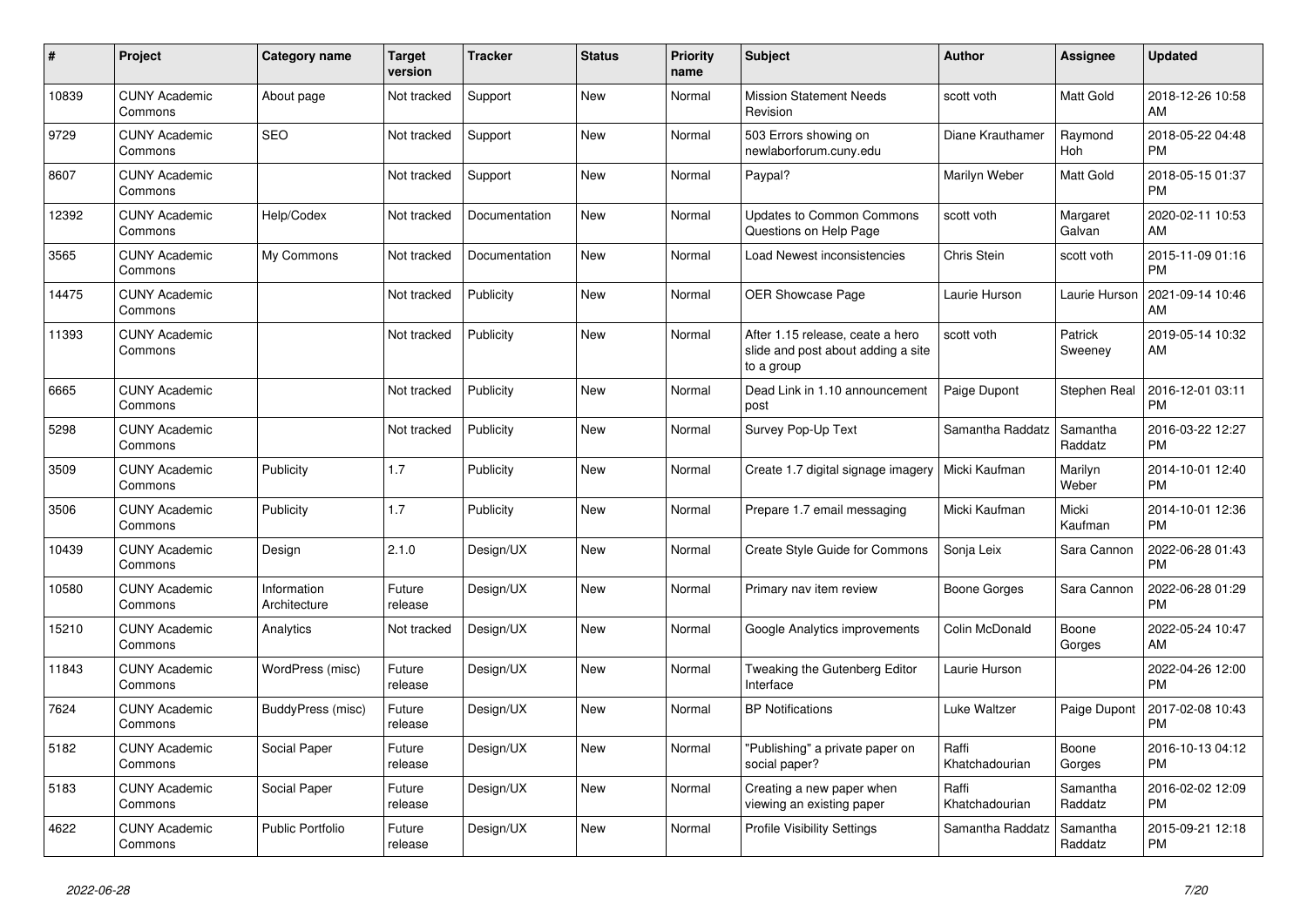| # | Project | Category name | Target version | Tracker | Status | Priority name | Subject | Author | Assignee | Updated |
|---|---|---|---|---|---|---|---|---|---|---|
| 10839 | CUNY Academic Commons | About page | Not tracked | Support | New | Normal | Mission Statement Needs Revision | scott voth | Matt Gold | 2018-12-26 10:58 AM |
| 9729 | CUNY Academic Commons | SEO | Not tracked | Support | New | Normal | 503 Errors showing on newlaborforum.cuny.edu | Diane Krauthamer | Raymond Hoh | 2018-05-22 04:48 PM |
| 8607 | CUNY Academic Commons | | Not tracked | Support | New | Normal | Paypal? | Marilyn Weber | Matt Gold | 2018-05-15 01:37 PM |
| 12392 | CUNY Academic Commons | Help/Codex | Not tracked | Documentation | New | Normal | Updates to Common Commons Questions on Help Page | scott voth | Margaret Galvan | 2020-02-11 10:53 AM |
| 3565 | CUNY Academic Commons | My Commons | Not tracked | Documentation | New | Normal | Load Newest inconsistencies | Chris Stein | scott voth | 2015-11-09 01:16 PM |
| 14475 | CUNY Academic Commons | | Not tracked | Publicity | New | Normal | OER Showcase Page | Laurie Hurson | Laurie Hurson | 2021-09-14 10:46 AM |
| 11393 | CUNY Academic Commons | | Not tracked | Publicity | New | Normal | After 1.15 release, ceate a hero slide and post about adding a site to a group | scott voth | Patrick Sweeney | 2019-05-14 10:32 AM |
| 6665 | CUNY Academic Commons | | Not tracked | Publicity | New | Normal | Dead Link in 1.10 announcement post | Paige Dupont | Stephen Real | 2016-12-01 03:11 PM |
| 5298 | CUNY Academic Commons | | Not tracked | Publicity | New | Normal | Survey Pop-Up Text | Samantha Raddatz | Samantha Raddatz | 2016-03-22 12:27 PM |
| 3509 | CUNY Academic Commons | Publicity | 1.7 | Publicity | New | Normal | Create 1.7 digital signage imagery | Micki Kaufman | Marilyn Weber | 2014-10-01 12:40 PM |
| 3506 | CUNY Academic Commons | Publicity | 1.7 | Publicity | New | Normal | Prepare 1.7 email messaging | Micki Kaufman | Micki Kaufman | 2014-10-01 12:36 PM |
| 10439 | CUNY Academic Commons | Design | 2.1.0 | Design/UX | New | Normal | Create Style Guide for Commons | Sonja Leix | Sara Cannon | 2022-06-28 01:43 PM |
| 10580 | CUNY Academic Commons | Information Architecture | Future release | Design/UX | New | Normal | Primary nav item review | Boone Gorges | Sara Cannon | 2022-06-28 01:29 PM |
| 15210 | CUNY Academic Commons | Analytics | Not tracked | Design/UX | New | Normal | Google Analytics improvements | Colin McDonald | Boone Gorges | 2022-05-24 10:47 AM |
| 11843 | CUNY Academic Commons | WordPress (misc) | Future release | Design/UX | New | Normal | Tweaking the Gutenberg Editor Interface | Laurie Hurson | | 2022-04-26 12:00 PM |
| 7624 | CUNY Academic Commons | BuddyPress (misc) | Future release | Design/UX | New | Normal | BP Notifications | Luke Waltzer | Paige Dupont | 2017-02-08 10:43 PM |
| 5182 | CUNY Academic Commons | Social Paper | Future release | Design/UX | New | Normal | "Publishing" a private paper on social paper? | Raffi Khatchadourian | Boone Gorges | 2016-10-13 04:12 PM |
| 5183 | CUNY Academic Commons | Social Paper | Future release | Design/UX | New | Normal | Creating a new paper when viewing an existing paper | Raffi Khatchadourian | Samantha Raddatz | 2016-02-02 12:09 PM |
| 4622 | CUNY Academic Commons | Public Portfolio | Future release | Design/UX | New | Normal | Profile Visibility Settings | Samantha Raddatz | Samantha Raddatz | 2015-09-21 12:18 PM |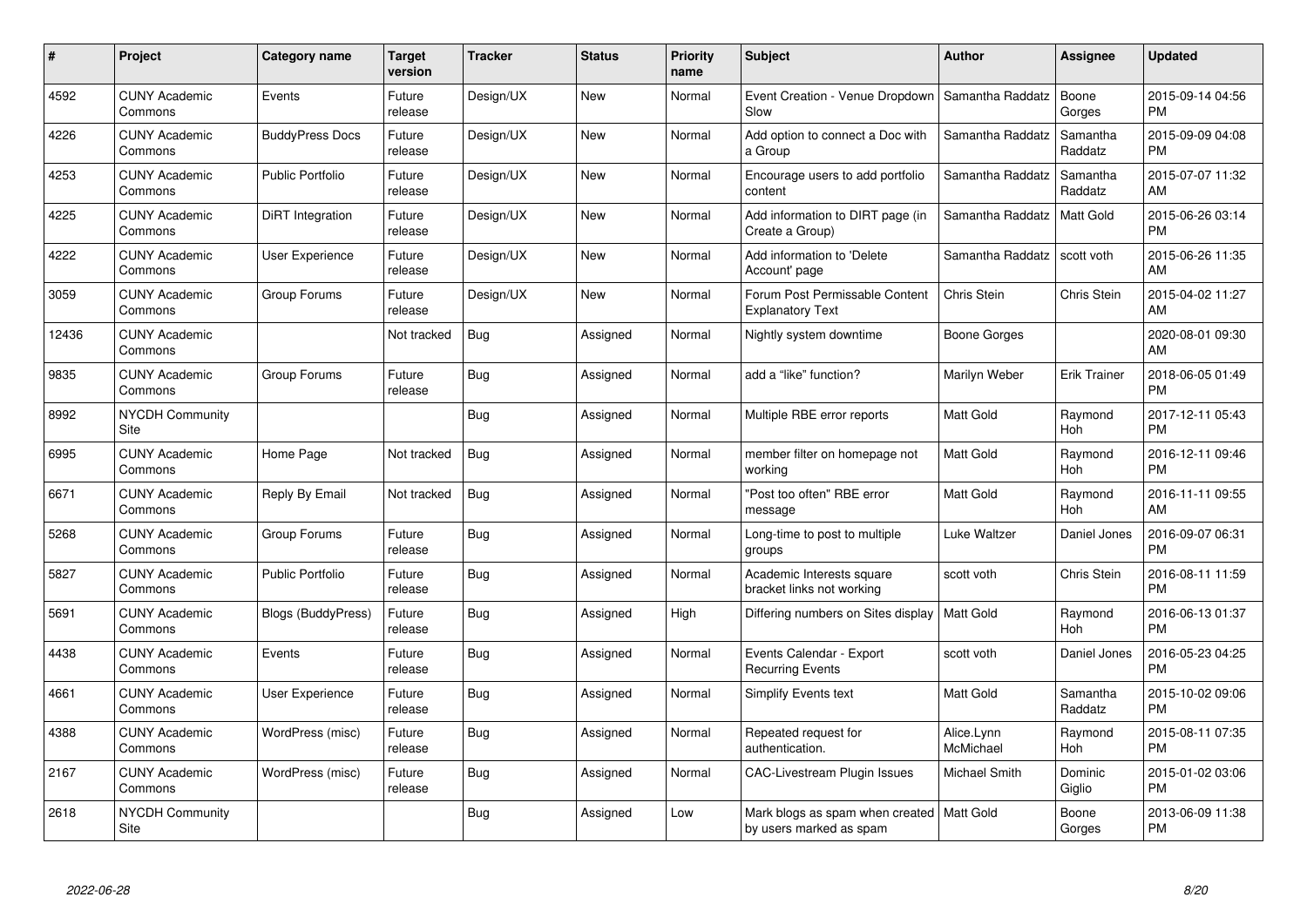| # | Project | Category name | Target version | Tracker | Status | Priority name | Subject | Author | Assignee | Updated |
|---|---|---|---|---|---|---|---|---|---|---|
| 4592 | CUNY Academic Commons | Events | Future release | Design/UX | New | Normal | Event Creation - Venue Dropdown Slow | Samantha Raddatz | Boone Gorges | 2015-09-14 04:56 PM |
| 4226 | CUNY Academic Commons | BuddyPress Docs | Future release | Design/UX | New | Normal | Add option to connect a Doc with a Group | Samantha Raddatz | Samantha Raddatz | 2015-09-09 04:08 PM |
| 4253 | CUNY Academic Commons | Public Portfolio | Future release | Design/UX | New | Normal | Encourage users to add portfolio content | Samantha Raddatz | Samantha Raddatz | 2015-07-07 11:32 AM |
| 4225 | CUNY Academic Commons | DiRT Integration | Future release | Design/UX | New | Normal | Add information to DIRT page (in Create a Group) | Samantha Raddatz | Matt Gold | 2015-06-26 03:14 PM |
| 4222 | CUNY Academic Commons | User Experience | Future release | Design/UX | New | Normal | Add information to 'Delete Account' page | Samantha Raddatz | scott voth | 2015-06-26 11:35 AM |
| 3059 | CUNY Academic Commons | Group Forums | Future release | Design/UX | New | Normal | Forum Post Permissable Content Explanatory Text | Chris Stein | Chris Stein | 2015-04-02 11:27 AM |
| 12436 | CUNY Academic Commons | | Not tracked | Bug | Assigned | Normal | Nightly system downtime | Boone Gorges | | 2020-08-01 09:30 AM |
| 9835 | CUNY Academic Commons | Group Forums | Future release | Bug | Assigned | Normal | add a "like" function? | Marilyn Weber | Erik Trainer | 2018-06-05 01:49 PM |
| 8992 | NYCDH Community Site | | | Bug | Assigned | Normal | Multiple RBE error reports | Matt Gold | Raymond Hoh | 2017-12-11 05:43 PM |
| 6995 | CUNY Academic Commons | Home Page | Not tracked | Bug | Assigned | Normal | member filter on homepage not working | Matt Gold | Raymond Hoh | 2016-12-11 09:46 PM |
| 6671 | CUNY Academic Commons | Reply By Email | Not tracked | Bug | Assigned | Normal | "Post too often" RBE error message | Matt Gold | Raymond Hoh | 2016-11-11 09:55 AM |
| 5268 | CUNY Academic Commons | Group Forums | Future release | Bug | Assigned | Normal | Long-time to post to multiple groups | Luke Waltzer | Daniel Jones | 2016-09-07 06:31 PM |
| 5827 | CUNY Academic Commons | Public Portfolio | Future release | Bug | Assigned | Normal | Academic Interests square bracket links not working | scott voth | Chris Stein | 2016-08-11 11:59 PM |
| 5691 | CUNY Academic Commons | Blogs (BuddyPress) | Future release | Bug | Assigned | High | Differing numbers on Sites display | Matt Gold | Raymond Hoh | 2016-06-13 01:37 PM |
| 4438 | CUNY Academic Commons | Events | Future release | Bug | Assigned | Normal | Events Calendar - Export Recurring Events | scott voth | Daniel Jones | 2016-05-23 04:25 PM |
| 4661 | CUNY Academic Commons | User Experience | Future release | Bug | Assigned | Normal | Simplify Events text | Matt Gold | Samantha Raddatz | 2015-10-02 09:06 PM |
| 4388 | CUNY Academic Commons | WordPress (misc) | Future release | Bug | Assigned | Normal | Repeated request for authentication. | Alice.Lynn McMichael | Raymond Hoh | 2015-08-11 07:35 PM |
| 2167 | CUNY Academic Commons | WordPress (misc) | Future release | Bug | Assigned | Normal | CAC-Livestream Plugin Issues | Michael Smith | Dominic Giglio | 2015-01-02 03:06 PM |
| 2618 | NYCDH Community Site | | | Bug | Assigned | Low | Mark blogs as spam when created by users marked as spam | Matt Gold | Boone Gorges | 2013-06-09 11:38 PM |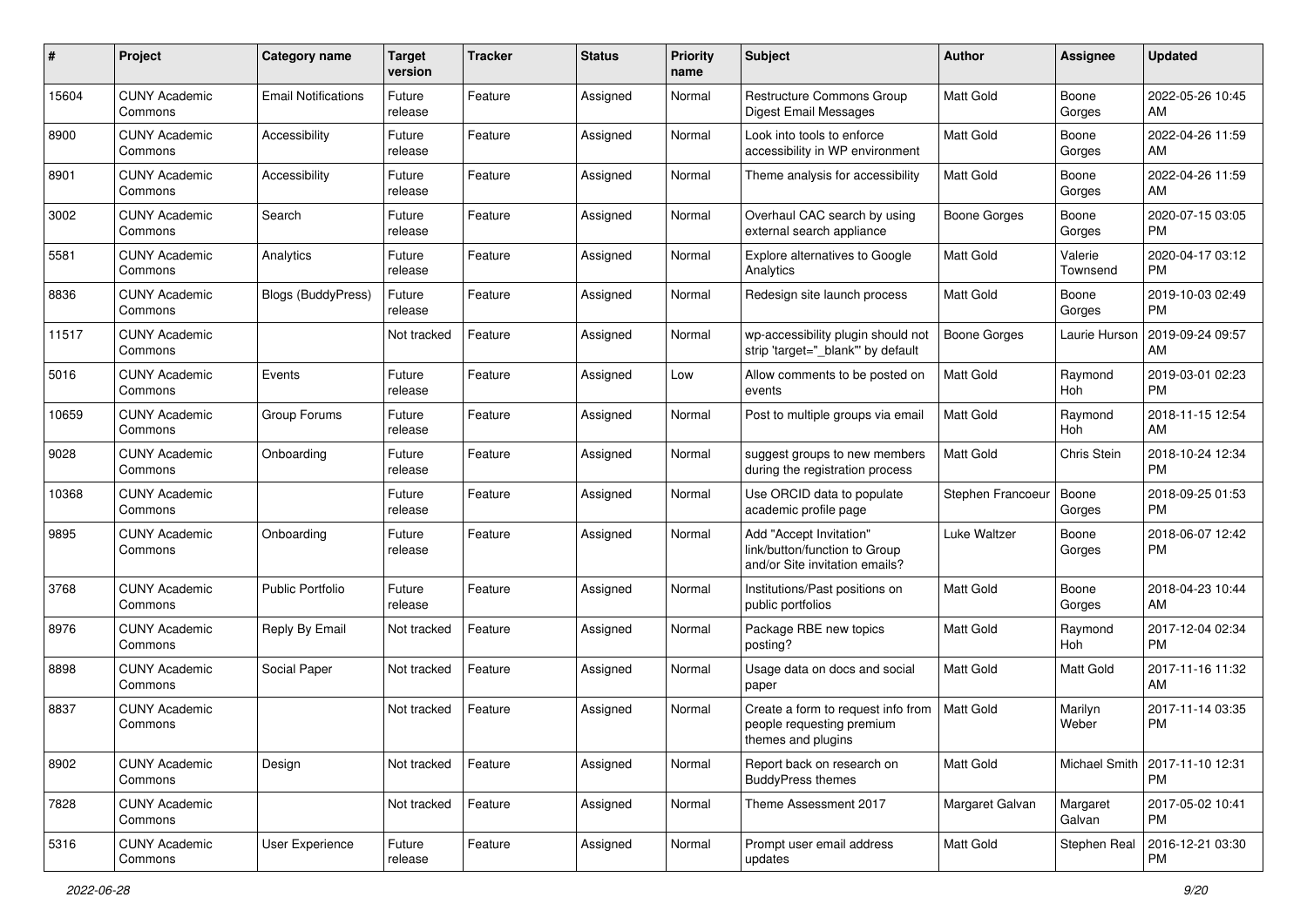| # | Project | Category name | Target version | Tracker | Status | Priority name | Subject | Author | Assignee | Updated |
|---|---|---|---|---|---|---|---|---|---|---|
| 15604 | CUNY Academic Commons | Email Notifications | Future release | Feature | Assigned | Normal | Restructure Commons Group Digest Email Messages | Matt Gold | Boone Gorges | 2022-05-26 10:45 AM |
| 8900 | CUNY Academic Commons | Accessibility | Future release | Feature | Assigned | Normal | Look into tools to enforce accessibility in WP environment | Matt Gold | Boone Gorges | 2022-04-26 11:59 AM |
| 8901 | CUNY Academic Commons | Accessibility | Future release | Feature | Assigned | Normal | Theme analysis for accessibility | Matt Gold | Boone Gorges | 2022-04-26 11:59 AM |
| 3002 | CUNY Academic Commons | Search | Future release | Feature | Assigned | Normal | Overhaul CAC search by using external search appliance | Boone Gorges | Boone Gorges | 2020-07-15 03:05 PM |
| 5581 | CUNY Academic Commons | Analytics | Future release | Feature | Assigned | Normal | Explore alternatives to Google Analytics | Matt Gold | Valerie Townsend | 2020-04-17 03:12 PM |
| 8836 | CUNY Academic Commons | Blogs (BuddyPress) | Future release | Feature | Assigned | Normal | Redesign site launch process | Matt Gold | Boone Gorges | 2019-10-03 02:49 PM |
| 11517 | CUNY Academic Commons | | Not tracked | Feature | Assigned | Normal | wp-accessibility plugin should not strip 'target="_blank"' by default | Boone Gorges | Laurie Hurson | 2019-09-24 09:57 AM |
| 5016 | CUNY Academic Commons | Events | Future release | Feature | Assigned | Low | Allow comments to be posted on events | Matt Gold | Raymond Hoh | 2019-03-01 02:23 PM |
| 10659 | CUNY Academic Commons | Group Forums | Future release | Feature | Assigned | Normal | Post to multiple groups via email | Matt Gold | Raymond Hoh | 2018-11-15 12:54 AM |
| 9028 | CUNY Academic Commons | Onboarding | Future release | Feature | Assigned | Normal | suggest groups to new members during the registration process | Matt Gold | Chris Stein | 2018-10-24 12:34 PM |
| 10368 | CUNY Academic Commons | | Future release | Feature | Assigned | Normal | Use ORCID data to populate academic profile page | Stephen Francoeur | Boone Gorges | 2018-09-25 01:53 PM |
| 9895 | CUNY Academic Commons | Onboarding | Future release | Feature | Assigned | Normal | Add "Accept Invitation" link/button/function to Group and/or Site invitation emails? | Luke Waltzer | Boone Gorges | 2018-06-07 12:42 PM |
| 3768 | CUNY Academic Commons | Public Portfolio | Future release | Feature | Assigned | Normal | Institutions/Past positions on public portfolios | Matt Gold | Boone Gorges | 2018-04-23 10:44 AM |
| 8976 | CUNY Academic Commons | Reply By Email | Not tracked | Feature | Assigned | Normal | Package RBE new topics posting? | Matt Gold | Raymond Hoh | 2017-12-04 02:34 PM |
| 8898 | CUNY Academic Commons | Social Paper | Not tracked | Feature | Assigned | Normal | Usage data on docs and social paper | Matt Gold | Matt Gold | 2017-11-16 11:32 AM |
| 8837 | CUNY Academic Commons | | Not tracked | Feature | Assigned | Normal | Create a form to request info from people requesting premium themes and plugins | Matt Gold | Marilyn Weber | 2017-11-14 03:35 PM |
| 8902 | CUNY Academic Commons | Design | Not tracked | Feature | Assigned | Normal | Report back on research on BuddyPress themes | Matt Gold | Michael Smith | 2017-11-10 12:31 PM |
| 7828 | CUNY Academic Commons | | Not tracked | Feature | Assigned | Normal | Theme Assessment 2017 | Margaret Galvan | Margaret Galvan | 2017-05-02 10:41 PM |
| 5316 | CUNY Academic Commons | User Experience | Future release | Feature | Assigned | Normal | Prompt user email address updates | Matt Gold | Stephen Real | 2016-12-21 03:30 PM |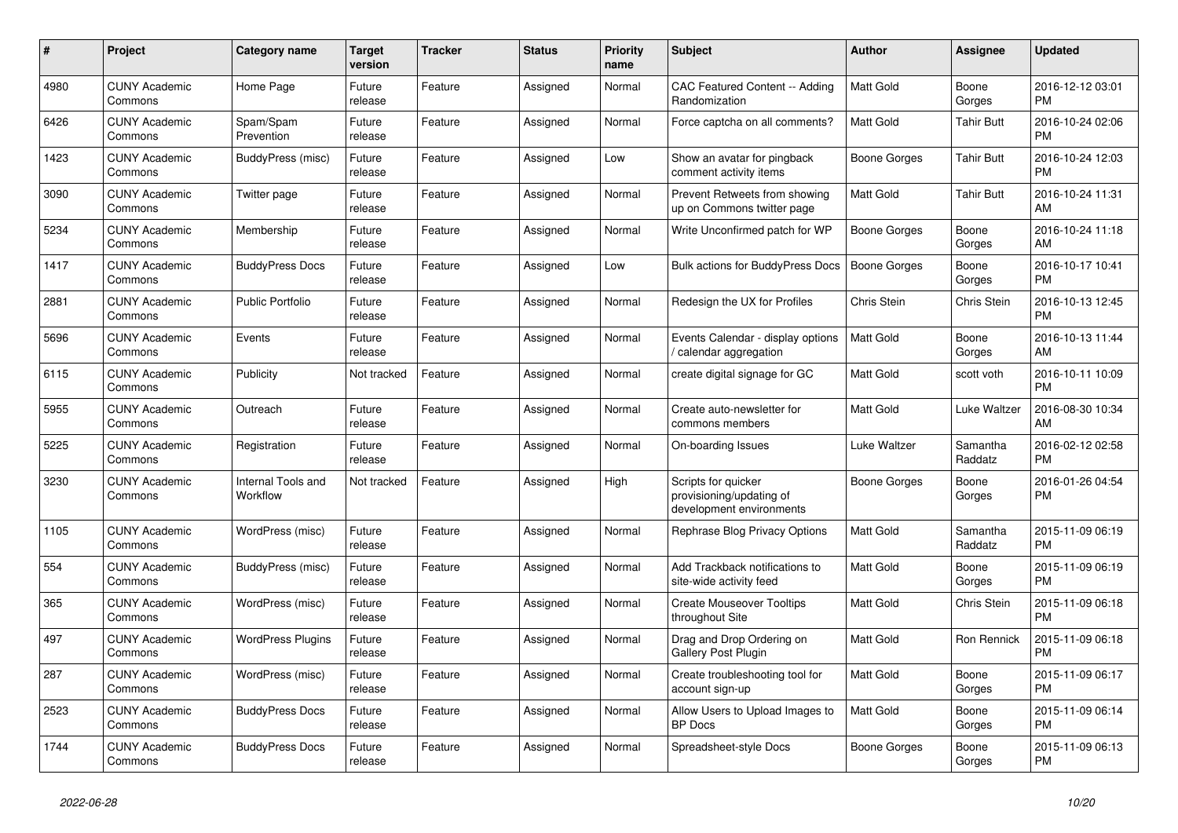| # | Project | Category name | Target version | Tracker | Status | Priority name | Subject | Author | Assignee | Updated |
|---|---|---|---|---|---|---|---|---|---|---|
| 4980 | CUNY Academic Commons | Home Page | Future release | Feature | Assigned | Normal | CAC Featured Content -- Adding Randomization | Matt Gold | Boone Gorges | 2016-12-12 03:01 PM |
| 6426 | CUNY Academic Commons | Spam/Spam Prevention | Future release | Feature | Assigned | Normal | Force captcha on all comments? | Matt Gold | Tahir Butt | 2016-10-24 02:06 PM |
| 1423 | CUNY Academic Commons | BuddyPress (misc) | Future release | Feature | Assigned | Low | Show an avatar for pingback comment activity items | Boone Gorges | Tahir Butt | 2016-10-24 12:03 PM |
| 3090 | CUNY Academic Commons | Twitter page | Future release | Feature | Assigned | Normal | Prevent Retweets from showing up on Commons twitter page | Matt Gold | Tahir Butt | 2016-10-24 11:31 AM |
| 5234 | CUNY Academic Commons | Membership | Future release | Feature | Assigned | Normal | Write Unconfirmed patch for WP | Boone Gorges | Boone Gorges | 2016-10-24 11:18 AM |
| 1417 | CUNY Academic Commons | BuddyPress Docs | Future release | Feature | Assigned | Low | Bulk actions for BuddyPress Docs | Boone Gorges | Boone Gorges | 2016-10-17 10:41 PM |
| 2881 | CUNY Academic Commons | Public Portfolio | Future release | Feature | Assigned | Normal | Redesign the UX for Profiles | Chris Stein | Chris Stein | 2016-10-13 12:45 PM |
| 5696 | CUNY Academic Commons | Events | Future release | Feature | Assigned | Normal | Events Calendar - display options / calendar aggregation | Matt Gold | Boone Gorges | 2016-10-13 11:44 AM |
| 6115 | CUNY Academic Commons | Publicity | Not tracked | Feature | Assigned | Normal | create digital signage for GC | Matt Gold | scott voth | 2016-10-11 10:09 PM |
| 5955 | CUNY Academic Commons | Outreach | Future release | Feature | Assigned | Normal | Create auto-newsletter for commons members | Matt Gold | Luke Waltzer | 2016-08-30 10:34 AM |
| 5225 | CUNY Academic Commons | Registration | Future release | Feature | Assigned | Normal | On-boarding Issues | Luke Waltzer | Samantha Raddatz | 2016-02-12 02:58 PM |
| 3230 | CUNY Academic Commons | Internal Tools and Workflow | Not tracked | Feature | Assigned | High | Scripts for quicker provisioning/updating of development environments | Boone Gorges | Boone Gorges | 2016-01-26 04:54 PM |
| 1105 | CUNY Academic Commons | WordPress (misc) | Future release | Feature | Assigned | Normal | Rephrase Blog Privacy Options | Matt Gold | Samantha Raddatz | 2015-11-09 06:19 PM |
| 554 | CUNY Academic Commons | BuddyPress (misc) | Future release | Feature | Assigned | Normal | Add Trackback notifications to site-wide activity feed | Matt Gold | Boone Gorges | 2015-11-09 06:19 PM |
| 365 | CUNY Academic Commons | WordPress (misc) | Future release | Feature | Assigned | Normal | Create Mouseover Tooltips throughout Site | Matt Gold | Chris Stein | 2015-11-09 06:18 PM |
| 497 | CUNY Academic Commons | WordPress Plugins | Future release | Feature | Assigned | Normal | Drag and Drop Ordering on Gallery Post Plugin | Matt Gold | Ron Rennick | 2015-11-09 06:18 PM |
| 287 | CUNY Academic Commons | WordPress (misc) | Future release | Feature | Assigned | Normal | Create troubleshooting tool for account sign-up | Matt Gold | Boone Gorges | 2015-11-09 06:17 PM |
| 2523 | CUNY Academic Commons | BuddyPress Docs | Future release | Feature | Assigned | Normal | Allow Users to Upload Images to BP Docs | Matt Gold | Boone Gorges | 2015-11-09 06:14 PM |
| 1744 | CUNY Academic Commons | BuddyPress Docs | Future release | Feature | Assigned | Normal | Spreadsheet-style Docs | Boone Gorges | Boone Gorges | 2015-11-09 06:13 PM |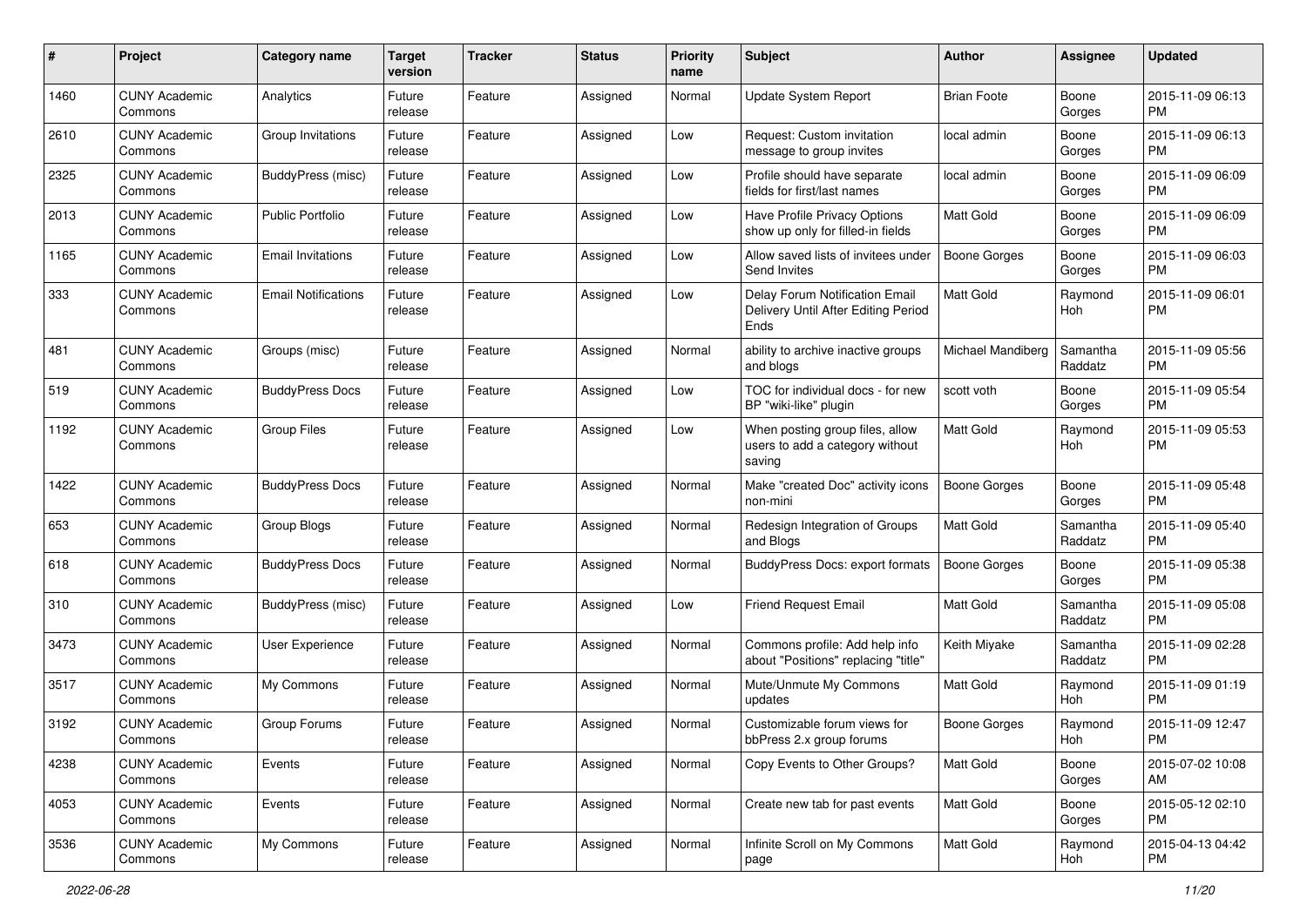| # | Project | Category name | Target version | Tracker | Status | Priority name | Subject | Author | Assignee | Updated |
|---|---|---|---|---|---|---|---|---|---|---|
| 1460 | CUNY Academic Commons | Analytics | Future release | Feature | Assigned | Normal | Update System Report | Brian Foote | Boone Gorges | 2015-11-09 06:13 PM |
| 2610 | CUNY Academic Commons | Group Invitations | Future release | Feature | Assigned | Low | Request: Custom invitation message to group invites | local admin | Boone Gorges | 2015-11-09 06:13 PM |
| 2325 | CUNY Academic Commons | BuddyPress (misc) | Future release | Feature | Assigned | Low | Profile should have separate fields for first/last names | local admin | Boone Gorges | 2015-11-09 06:09 PM |
| 2013 | CUNY Academic Commons | Public Portfolio | Future release | Feature | Assigned | Low | Have Profile Privacy Options show up only for filled-in fields | Matt Gold | Boone Gorges | 2015-11-09 06:09 PM |
| 1165 | CUNY Academic Commons | Email Invitations | Future release | Feature | Assigned | Low | Allow saved lists of invitees under Send Invites | Boone Gorges | Boone Gorges | 2015-11-09 06:03 PM |
| 333 | CUNY Academic Commons | Email Notifications | Future release | Feature | Assigned | Low | Delay Forum Notification Email Delivery Until After Editing Period Ends | Matt Gold | Raymond Hoh | 2015-11-09 06:01 PM |
| 481 | CUNY Academic Commons | Groups (misc) | Future release | Feature | Assigned | Normal | ability to archive inactive groups and blogs | Michael Mandiberg | Samantha Raddatz | 2015-11-09 05:56 PM |
| 519 | CUNY Academic Commons | BuddyPress Docs | Future release | Feature | Assigned | Low | TOC for individual docs - for new BP "wiki-like" plugin | scott voth | Boone Gorges | 2015-11-09 05:54 PM |
| 1192 | CUNY Academic Commons | Group Files | Future release | Feature | Assigned | Low | When posting group files, allow users to add a category without saving | Matt Gold | Raymond Hoh | 2015-11-09 05:53 PM |
| 1422 | CUNY Academic Commons | BuddyPress Docs | Future release | Feature | Assigned | Normal | Make "created Doc" activity icons non-mini | Boone Gorges | Boone Gorges | 2015-11-09 05:48 PM |
| 653 | CUNY Academic Commons | Group Blogs | Future release | Feature | Assigned | Normal | Redesign Integration of Groups and Blogs | Matt Gold | Samantha Raddatz | 2015-11-09 05:40 PM |
| 618 | CUNY Academic Commons | BuddyPress Docs | Future release | Feature | Assigned | Normal | BuddyPress Docs: export formats | Boone Gorges | Boone Gorges | 2015-11-09 05:38 PM |
| 310 | CUNY Academic Commons | BuddyPress (misc) | Future release | Feature | Assigned | Low | Friend Request Email | Matt Gold | Samantha Raddatz | 2015-11-09 05:08 PM |
| 3473 | CUNY Academic Commons | User Experience | Future release | Feature | Assigned | Normal | Commons profile: Add help info about "Positions" replacing "title" | Keith Miyake | Samantha Raddatz | 2015-11-09 02:28 PM |
| 3517 | CUNY Academic Commons | My Commons | Future release | Feature | Assigned | Normal | Mute/Unmute My Commons updates | Matt Gold | Raymond Hoh | 2015-11-09 01:19 PM |
| 3192 | CUNY Academic Commons | Group Forums | Future release | Feature | Assigned | Normal | Customizable forum views for bbPress 2.x group forums | Boone Gorges | Raymond Hoh | 2015-11-09 12:47 PM |
| 4238 | CUNY Academic Commons | Events | Future release | Feature | Assigned | Normal | Copy Events to Other Groups? | Matt Gold | Boone Gorges | 2015-07-02 10:08 AM |
| 4053 | CUNY Academic Commons | Events | Future release | Feature | Assigned | Normal | Create new tab for past events | Matt Gold | Boone Gorges | 2015-05-12 02:10 PM |
| 3536 | CUNY Academic Commons | My Commons | Future release | Feature | Assigned | Normal | Infinite Scroll on My Commons page | Matt Gold | Raymond Hoh | 2015-04-13 04:42 PM |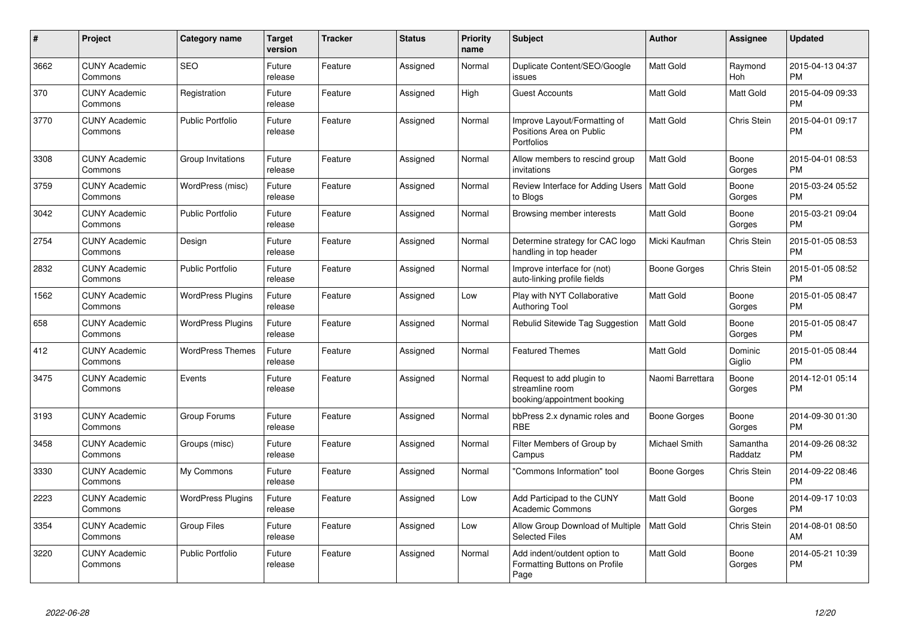| # | Project | Category name | Target version | Tracker | Status | Priority name | Subject | Author | Assignee | Updated |
|---|---|---|---|---|---|---|---|---|---|---|
| 3662 | CUNY Academic Commons | SEO | Future release | Feature | Assigned | Normal | Duplicate Content/SEO/Google issues | Matt Gold | Raymond Hoh | 2015-04-13 04:37 PM |
| 370 | CUNY Academic Commons | Registration | Future release | Feature | Assigned | High | Guest Accounts | Matt Gold | Matt Gold | 2015-04-09 09:33 PM |
| 3770 | CUNY Academic Commons | Public Portfolio | Future release | Feature | Assigned | Normal | Improve Layout/Formatting of Positions Area on Public Portfolios | Matt Gold | Chris Stein | 2015-04-01 09:17 PM |
| 3308 | CUNY Academic Commons | Group Invitations | Future release | Feature | Assigned | Normal | Allow members to rescind group invitations | Matt Gold | Boone Gorges | 2015-04-01 08:53 PM |
| 3759 | CUNY Academic Commons | WordPress (misc) | Future release | Feature | Assigned | Normal | Review Interface for Adding Users to Blogs | Matt Gold | Boone Gorges | 2015-03-24 05:52 PM |
| 3042 | CUNY Academic Commons | Public Portfolio | Future release | Feature | Assigned | Normal | Browsing member interests | Matt Gold | Boone Gorges | 2015-03-21 09:04 PM |
| 2754 | CUNY Academic Commons | Design | Future release | Feature | Assigned | Normal | Determine strategy for CAC logo handling in top header | Micki Kaufman | Chris Stein | 2015-01-05 08:53 PM |
| 2832 | CUNY Academic Commons | Public Portfolio | Future release | Feature | Assigned | Normal | Improve interface for (not) auto-linking profile fields | Boone Gorges | Chris Stein | 2015-01-05 08:52 PM |
| 1562 | CUNY Academic Commons | WordPress Plugins | Future release | Feature | Assigned | Low | Play with NYT Collaborative Authoring Tool | Matt Gold | Boone Gorges | 2015-01-05 08:47 PM |
| 658 | CUNY Academic Commons | WordPress Plugins | Future release | Feature | Assigned | Normal | Rebulid Sitewide Tag Suggestion | Matt Gold | Boone Gorges | 2015-01-05 08:47 PM |
| 412 | CUNY Academic Commons | WordPress Themes | Future release | Feature | Assigned | Normal | Featured Themes | Matt Gold | Dominic Giglio | 2015-01-05 08:44 PM |
| 3475 | CUNY Academic Commons | Events | Future release | Feature | Assigned | Normal | Request to add plugin to streamline room booking/appointment booking | Naomi Barrettara | Boone Gorges | 2014-12-01 05:14 PM |
| 3193 | CUNY Academic Commons | Group Forums | Future release | Feature | Assigned | Normal | bbPress 2.x dynamic roles and RBE | Boone Gorges | Boone Gorges | 2014-09-30 01:30 PM |
| 3458 | CUNY Academic Commons | Groups (misc) | Future release | Feature | Assigned | Normal | Filter Members of Group by Campus | Michael Smith | Samantha Raddatz | 2014-09-26 08:32 PM |
| 3330 | CUNY Academic Commons | My Commons | Future release | Feature | Assigned | Normal | "Commons Information" tool | Boone Gorges | Chris Stein | 2014-09-22 08:46 PM |
| 2223 | CUNY Academic Commons | WordPress Plugins | Future release | Feature | Assigned | Low | Add Participad to the CUNY Academic Commons | Matt Gold | Boone Gorges | 2014-09-17 10:03 PM |
| 3354 | CUNY Academic Commons | Group Files | Future release | Feature | Assigned | Low | Allow Group Download of Multiple Selected Files | Matt Gold | Chris Stein | 2014-08-01 08:50 AM |
| 3220 | CUNY Academic Commons | Public Portfolio | Future release | Feature | Assigned | Normal | Add indent/outdent option to Formatting Buttons on Profile Page | Matt Gold | Boone Gorges | 2014-05-21 10:39 PM |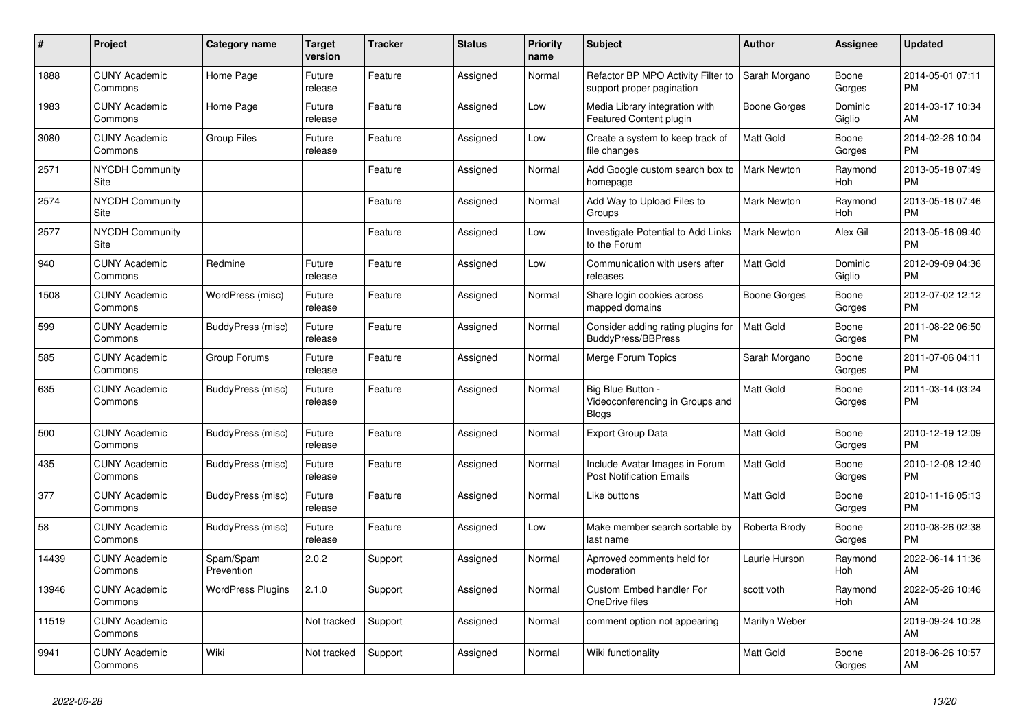| # | Project | Category name | Target version | Tracker | Status | Priority name | Subject | Author | Assignee | Updated |
|---|---|---|---|---|---|---|---|---|---|---|
| 1888 | CUNY Academic Commons | Home Page | Future release | Feature | Assigned | Normal | Refactor BP MPO Activity Filter to support proper pagination | Sarah Morgano | Boone Gorges | 2014-05-01 07:11 PM |
| 1983 | CUNY Academic Commons | Home Page | Future release | Feature | Assigned | Low | Media Library integration with Featured Content plugin | Boone Gorges | Dominic Giglio | 2014-03-17 10:34 AM |
| 3080 | CUNY Academic Commons | Group Files | Future release | Feature | Assigned | Low | Create a system to keep track of file changes | Matt Gold | Boone Gorges | 2014-02-26 10:04 PM |
| 2571 | NYCDH Community Site | | | Feature | Assigned | Normal | Add Google custom search box to homepage | Mark Newton | Raymond Hoh | 2013-05-18 07:49 PM |
| 2574 | NYCDH Community Site | | | Feature | Assigned | Normal | Add Way to Upload Files to Groups | Mark Newton | Raymond Hoh | 2013-05-18 07:46 PM |
| 2577 | NYCDH Community Site | | | Feature | Assigned | Low | Investigate Potential to Add Links to the Forum | Mark Newton | Alex Gil | 2013-05-16 09:40 PM |
| 940 | CUNY Academic Commons | Redmine | Future release | Feature | Assigned | Low | Communication with users after releases | Matt Gold | Dominic Giglio | 2012-09-09 04:36 PM |
| 1508 | CUNY Academic Commons | WordPress (misc) | Future release | Feature | Assigned | Normal | Share login cookies across mapped domains | Boone Gorges | Boone Gorges | 2012-07-02 12:12 PM |
| 599 | CUNY Academic Commons | BuddyPress (misc) | Future release | Feature | Assigned | Normal | Consider adding rating plugins for BuddyPress/BBPress | Matt Gold | Boone Gorges | 2011-08-22 06:50 PM |
| 585 | CUNY Academic Commons | Group Forums | Future release | Feature | Assigned | Normal | Merge Forum Topics | Sarah Morgano | Boone Gorges | 2011-07-06 04:11 PM |
| 635 | CUNY Academic Commons | BuddyPress (misc) | Future release | Feature | Assigned | Normal | Big Blue Button - Videoconferencing in Groups and Blogs | Matt Gold | Boone Gorges | 2011-03-14 03:24 PM |
| 500 | CUNY Academic Commons | BuddyPress (misc) | Future release | Feature | Assigned | Normal | Export Group Data | Matt Gold | Boone Gorges | 2010-12-19 12:09 PM |
| 435 | CUNY Academic Commons | BuddyPress (misc) | Future release | Feature | Assigned | Normal | Include Avatar Images in Forum Post Notification Emails | Matt Gold | Boone Gorges | 2010-12-08 12:40 PM |
| 377 | CUNY Academic Commons | BuddyPress (misc) | Future release | Feature | Assigned | Normal | Like buttons | Matt Gold | Boone Gorges | 2010-11-16 05:13 PM |
| 58 | CUNY Academic Commons | BuddyPress (misc) | Future release | Feature | Assigned | Low | Make member search sortable by last name | Roberta Brody | Boone Gorges | 2010-08-26 02:38 PM |
| 14439 | CUNY Academic Commons | Spam/Spam Prevention | 2.0.2 | Support | Assigned | Normal | Aprroved comments held for moderation | Laurie Hurson | Raymond Hoh | 2022-06-14 11:36 AM |
| 13946 | CUNY Academic Commons | WordPress Plugins | 2.1.0 | Support | Assigned | Normal | Custom Embed handler For OneDrive files | scott voth | Raymond Hoh | 2022-05-26 10:46 AM |
| 11519 | CUNY Academic Commons | | Not tracked | Support | Assigned | Normal | comment option not appearing | Marilyn Weber | | 2019-09-24 10:28 AM |
| 9941 | CUNY Academic Commons | Wiki | Not tracked | Support | Assigned | Normal | Wiki functionality | Matt Gold | Boone Gorges | 2018-06-26 10:57 AM |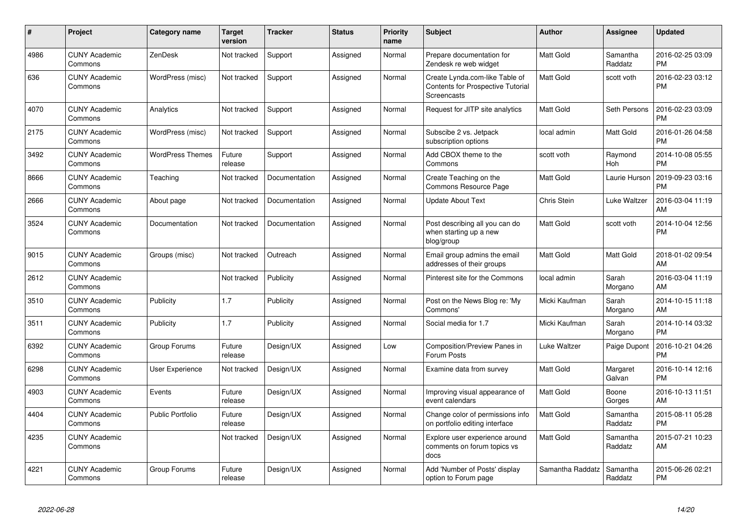| # | Project | Category name | Target version | Tracker | Status | Priority name | Subject | Author | Assignee | Updated |
|---|---|---|---|---|---|---|---|---|---|---|
| 4986 | CUNY Academic Commons | ZenDesk | Not tracked | Support | Assigned | Normal | Prepare documentation for Zendesk re web widget | Matt Gold | Samantha Raddatz | 2016-02-25 03:09 PM |
| 636 | CUNY Academic Commons | WordPress (misc) | Not tracked | Support | Assigned | Normal | Create Lynda.com-like Table of Contents for Prospective Tutorial Screencasts | Matt Gold | scott voth | 2016-02-23 03:12 PM |
| 4070 | CUNY Academic Commons | Analytics | Not tracked | Support | Assigned | Normal | Request for JITP site analytics | Matt Gold | Seth Persons | 2016-02-23 03:09 PM |
| 2175 | CUNY Academic Commons | WordPress (misc) | Not tracked | Support | Assigned | Normal | Subscibe 2 vs. Jetpack subscription options | local admin | Matt Gold | 2016-01-26 04:58 PM |
| 3492 | CUNY Academic Commons | WordPress Themes | Future release | Support | Assigned | Normal | Add CBOX theme to the Commons | scott voth | Raymond Hoh | 2014-10-08 05:55 PM |
| 8666 | CUNY Academic Commons | Teaching | Not tracked | Documentation | Assigned | Normal | Create Teaching on the Commons Resource Page | Matt Gold | Laurie Hurson | 2019-09-23 03:16 PM |
| 2666 | CUNY Academic Commons | About page | Not tracked | Documentation | Assigned | Normal | Update About Text | Chris Stein | Luke Waltzer | 2016-03-04 11:19 AM |
| 3524 | CUNY Academic Commons | Documentation | Not tracked | Documentation | Assigned | Normal | Post describing all you can do when starting up a new blog/group | Matt Gold | scott voth | 2014-10-04 12:56 PM |
| 9015 | CUNY Academic Commons | Groups (misc) | Not tracked | Outreach | Assigned | Normal | Email group admins the email addresses of their groups | Matt Gold | Matt Gold | 2018-01-02 09:54 AM |
| 2612 | CUNY Academic Commons | | Not tracked | Publicity | Assigned | Normal | Pinterest site for the Commons | local admin | Sarah Morgano | 2016-03-04 11:19 AM |
| 3510 | CUNY Academic Commons | Publicity | 1.7 | Publicity | Assigned | Normal | Post on the News Blog re: 'My Commons' | Micki Kaufman | Sarah Morgano | 2014-10-15 11:18 AM |
| 3511 | CUNY Academic Commons | Publicity | 1.7 | Publicity | Assigned | Normal | Social media for 1.7 | Micki Kaufman | Sarah Morgano | 2014-10-14 03:32 PM |
| 6392 | CUNY Academic Commons | Group Forums | Future release | Design/UX | Assigned | Low | Composition/Preview Panes in Forum Posts | Luke Waltzer | Paige Dupont | 2016-10-21 04:26 PM |
| 6298 | CUNY Academic Commons | User Experience | Not tracked | Design/UX | Assigned | Normal | Examine data from survey | Matt Gold | Margaret Galvan | 2016-10-14 12:16 PM |
| 4903 | CUNY Academic Commons | Events | Future release | Design/UX | Assigned | Normal | Improving visual appearance of event calendars | Matt Gold | Boone Gorges | 2016-10-13 11:51 AM |
| 4404 | CUNY Academic Commons | Public Portfolio | Future release | Design/UX | Assigned | Normal | Change color of permissions info on portfolio editing interface | Matt Gold | Samantha Raddatz | 2015-08-11 05:28 PM |
| 4235 | CUNY Academic Commons | | Not tracked | Design/UX | Assigned | Normal | Explore user experience around comments on forum topics vs docs | Matt Gold | Samantha Raddatz | 2015-07-21 10:23 AM |
| 4221 | CUNY Academic Commons | Group Forums | Future release | Design/UX | Assigned | Normal | Add 'Number of Posts' display option to Forum page | Samantha Raddatz | Samantha Raddatz | 2015-06-26 02:21 PM |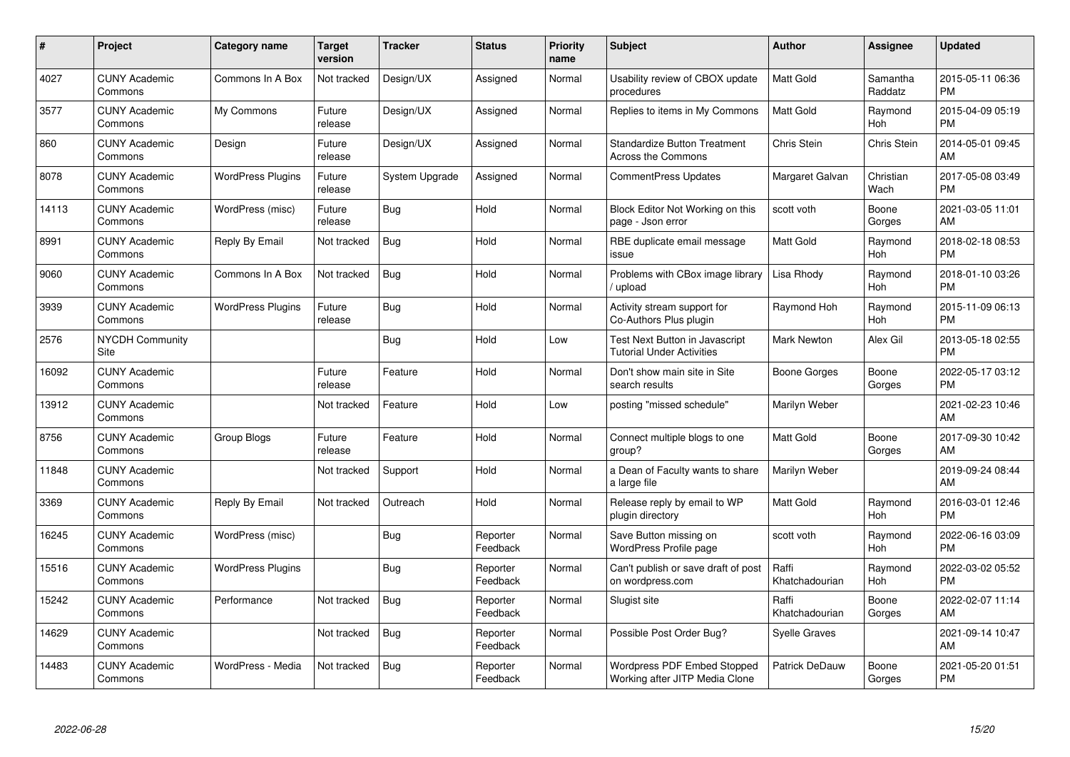| # | Project | Category name | Target version | Tracker | Status | Priority name | Subject | Author | Assignee | Updated |
|---|---|---|---|---|---|---|---|---|---|---|
| 4027 | CUNY Academic Commons | Commons In A Box | Not tracked | Design/UX | Assigned | Normal | Usability review of CBOX update procedures | Matt Gold | Samantha Raddatz | 2015-05-11 06:36 PM |
| 3577 | CUNY Academic Commons | My Commons | Future release | Design/UX | Assigned | Normal | Replies to items in My Commons | Matt Gold | Raymond Hoh | 2015-04-09 05:19 PM |
| 860 | CUNY Academic Commons | Design | Future release | Design/UX | Assigned | Normal | Standardize Button Treatment Across the Commons | Chris Stein | Chris Stein | 2014-05-01 09:45 AM |
| 8078 | CUNY Academic Commons | WordPress Plugins | Future release | System Upgrade | Assigned | Normal | CommentPress Updates | Margaret Galvan | Christian Wach | 2017-05-08 03:49 PM |
| 14113 | CUNY Academic Commons | WordPress (misc) | Future release | Bug | Hold | Normal | Block Editor Not Working on this page - Json error | scott voth | Boone Gorges | 2021-03-05 11:01 AM |
| 8991 | CUNY Academic Commons | Reply By Email | Not tracked | Bug | Hold | Normal | RBE duplicate email message issue | Matt Gold | Raymond Hoh | 2018-02-18 08:53 PM |
| 9060 | CUNY Academic Commons | Commons In A Box | Not tracked | Bug | Hold | Normal | Problems with CBox image library / upload | Lisa Rhody | Raymond Hoh | 2018-01-10 03:26 PM |
| 3939 | CUNY Academic Commons | WordPress Plugins | Future release | Bug | Hold | Normal | Activity stream support for Co-Authors Plus plugin | Raymond Hoh | Raymond Hoh | 2015-11-09 06:13 PM |
| 2576 | NYCDH Community Site | | | Bug | Hold | Low | Test Next Button in Javascript Tutorial Under Activities | Mark Newton | Alex Gil | 2013-05-18 02:55 PM |
| 16092 | CUNY Academic Commons | | Future release | Feature | Hold | Normal | Don't show main site in Site search results | Boone Gorges | Boone Gorges | 2022-05-17 03:12 PM |
| 13912 | CUNY Academic Commons | | Not tracked | Feature | Hold | Low | posting "missed schedule" | Marilyn Weber | | 2021-02-23 10:46 AM |
| 8756 | CUNY Academic Commons | Group Blogs | Future release | Feature | Hold | Normal | Connect multiple blogs to one group? | Matt Gold | Boone Gorges | 2017-09-30 10:42 AM |
| 11848 | CUNY Academic Commons | | Not tracked | Support | Hold | Normal | a Dean of Faculty wants to share a large file | Marilyn Weber | | 2019-09-24 08:44 AM |
| 3369 | CUNY Academic Commons | Reply By Email | Not tracked | Outreach | Hold | Normal | Release reply by email to WP plugin directory | Matt Gold | Raymond Hoh | 2016-03-01 12:46 PM |
| 16245 | CUNY Academic Commons | WordPress (misc) | | Bug | Reporter Feedback | Normal | Save Button missing on WordPress Profile page | scott voth | Raymond Hoh | 2022-06-16 03:09 PM |
| 15516 | CUNY Academic Commons | WordPress Plugins | | Bug | Reporter Feedback | Normal | Can't publish or save draft of post on wordpress.com | Raffi Khatchadourian | Raymond Hoh | 2022-03-02 05:52 PM |
| 15242 | CUNY Academic Commons | Performance | Not tracked | Bug | Reporter Feedback | Normal | Slugist site | Raffi Khatchadourian | Boone Gorges | 2022-02-07 11:14 AM |
| 14629 | CUNY Academic Commons | | Not tracked | Bug | Reporter Feedback | Normal | Possible Post Order Bug? | Syelle Graves | | 2021-09-14 10:47 AM |
| 14483 | CUNY Academic Commons | WordPress - Media | Not tracked | Bug | Reporter Feedback | Normal | Wordpress PDF Embed Stopped Working after JITP Media Clone | Patrick DeDauw | Boone Gorges | 2021-05-20 01:51 PM |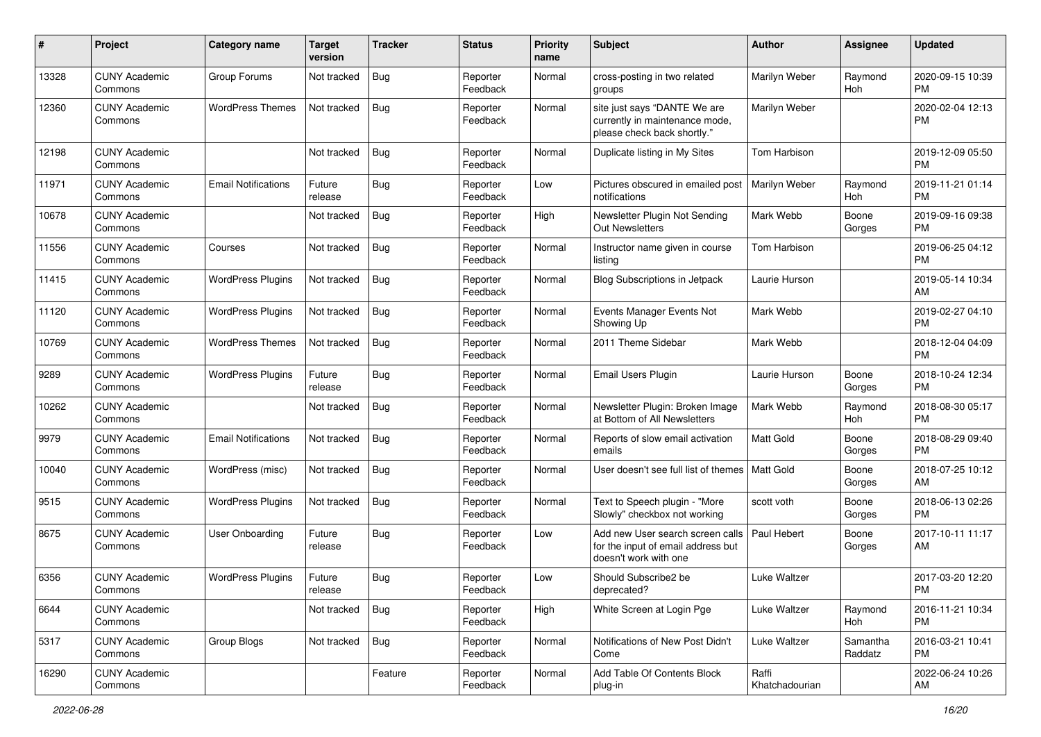| # | Project | Category name | Target version | Tracker | Status | Priority name | Subject | Author | Assignee | Updated |
|---|---|---|---|---|---|---|---|---|---|---|
| 13328 | CUNY Academic Commons | Group Forums | Not tracked | Bug | Reporter Feedback | Normal | cross-posting in two related groups | Marilyn Weber | Raymond Hoh | 2020-09-15 10:39 PM |
| 12360 | CUNY Academic Commons | WordPress Themes | Not tracked | Bug | Reporter Feedback | Normal | site just says "DANTE We are currently in maintenance mode, please check back shortly." | Marilyn Weber | | 2020-02-04 12:13 PM |
| 12198 | CUNY Academic Commons | | Not tracked | Bug | Reporter Feedback | Normal | Duplicate listing in My Sites | Tom Harbison | | 2019-12-09 05:50 PM |
| 11971 | CUNY Academic Commons | Email Notifications | Future release | Bug | Reporter Feedback | Low | Pictures obscured in emailed post notifications | Marilyn Weber | Raymond Hoh | 2019-11-21 01:14 PM |
| 10678 | CUNY Academic Commons | | Not tracked | Bug | Reporter Feedback | High | Newsletter Plugin Not Sending Out Newsletters | Mark Webb | Boone Gorges | 2019-09-16 09:38 PM |
| 11556 | CUNY Academic Commons | Courses | Not tracked | Bug | Reporter Feedback | Normal | Instructor name given in course listing | Tom Harbison | | 2019-06-25 04:12 PM |
| 11415 | CUNY Academic Commons | WordPress Plugins | Not tracked | Bug | Reporter Feedback | Normal | Blog Subscriptions in Jetpack | Laurie Hurson | | 2019-05-14 10:34 AM |
| 11120 | CUNY Academic Commons | WordPress Plugins | Not tracked | Bug | Reporter Feedback | Normal | Events Manager Events Not Showing Up | Mark Webb | | 2019-02-27 04:10 PM |
| 10769 | CUNY Academic Commons | WordPress Themes | Not tracked | Bug | Reporter Feedback | Normal | 2011 Theme Sidebar | Mark Webb | | 2018-12-04 04:09 PM |
| 9289 | CUNY Academic Commons | WordPress Plugins | Future release | Bug | Reporter Feedback | Normal | Email Users Plugin | Laurie Hurson | Boone Gorges | 2018-10-24 12:34 PM |
| 10262 | CUNY Academic Commons | | Not tracked | Bug | Reporter Feedback | Normal | Newsletter Plugin: Broken Image at Bottom of All Newsletters | Mark Webb | Raymond Hoh | 2018-08-30 05:17 PM |
| 9979 | CUNY Academic Commons | Email Notifications | Not tracked | Bug | Reporter Feedback | Normal | Reports of slow email activation emails | Matt Gold | Boone Gorges | 2018-08-29 09:40 PM |
| 10040 | CUNY Academic Commons | WordPress (misc) | Not tracked | Bug | Reporter Feedback | Normal | User doesn't see full list of themes | Matt Gold | Boone Gorges | 2018-07-25 10:12 AM |
| 9515 | CUNY Academic Commons | WordPress Plugins | Not tracked | Bug | Reporter Feedback | Normal | Text to Speech plugin - "More Slowly" checkbox not working | scott voth | Boone Gorges | 2018-06-13 02:26 PM |
| 8675 | CUNY Academic Commons | User Onboarding | Future release | Bug | Reporter Feedback | Low | Add new User search screen calls for the input of email address but doesn't work with one | Paul Hebert | Boone Gorges | 2017-10-11 11:17 AM |
| 6356 | CUNY Academic Commons | WordPress Plugins | Future release | Bug | Reporter Feedback | Low | Should Subscribe2 be deprecated? | Luke Waltzer | | 2017-03-20 12:20 PM |
| 6644 | CUNY Academic Commons | | Not tracked | Bug | Reporter Feedback | High | White Screen at Login Pge | Luke Waltzer | Raymond Hoh | 2016-11-21 10:34 PM |
| 5317 | CUNY Academic Commons | Group Blogs | Not tracked | Bug | Reporter Feedback | Normal | Notifications of New Post Didn't Come | Luke Waltzer | Samantha Raddatz | 2016-03-21 10:41 PM |
| 16290 | CUNY Academic Commons | | | Feature | Reporter Feedback | Normal | Add Table Of Contents Block plug-in | Raffi Khatchadourian | | 2022-06-24 10:26 AM |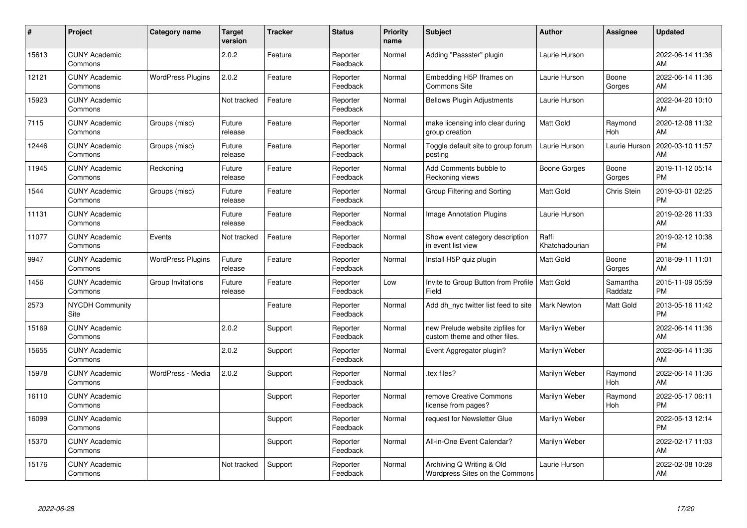| # | Project | Category name | Target version | Tracker | Status | Priority name | Subject | Author | Assignee | Updated |
|---|---|---|---|---|---|---|---|---|---|---|
| 15613 | CUNY Academic Commons | | 2.0.2 | Feature | Reporter Feedback | Normal | Adding "Passster" plugin | Laurie Hurson | | 2022-06-14 11:36 AM |
| 12121 | CUNY Academic Commons | WordPress Plugins | 2.0.2 | Feature | Reporter Feedback | Normal | Embedding H5P Iframes on Commons Site | Laurie Hurson | Boone Gorges | 2022-06-14 11:36 AM |
| 15923 | CUNY Academic Commons | | Not tracked | Feature | Reporter Feedback | Normal | Bellows Plugin Adjustments | Laurie Hurson | | 2022-04-20 10:10 AM |
| 7115 | CUNY Academic Commons | Groups (misc) | Future release | Feature | Reporter Feedback | Normal | make licensing info clear during group creation | Matt Gold | Raymond Hoh | 2020-12-08 11:32 AM |
| 12446 | CUNY Academic Commons | Groups (misc) | Future release | Feature | Reporter Feedback | Normal | Toggle default site to group forum posting | Laurie Hurson | Laurie Hurson | 2020-03-10 11:57 AM |
| 11945 | CUNY Academic Commons | Reckoning | Future release | Feature | Reporter Feedback | Normal | Add Comments bubble to Reckoning views | Boone Gorges | Boone Gorges | 2019-11-12 05:14 PM |
| 1544 | CUNY Academic Commons | Groups (misc) | Future release | Feature | Reporter Feedback | Normal | Group Filtering and Sorting | Matt Gold | Chris Stein | 2019-03-01 02:25 PM |
| 11131 | CUNY Academic Commons | | Future release | Feature | Reporter Feedback | Normal | Image Annotation Plugins | Laurie Hurson | | 2019-02-26 11:33 AM |
| 11077 | CUNY Academic Commons | Events | Not tracked | Feature | Reporter Feedback | Normal | Show event category description in event list view | Raffi Khatchadourian | | 2019-02-12 10:38 PM |
| 9947 | CUNY Academic Commons | WordPress Plugins | Future release | Feature | Reporter Feedback | Normal | Install H5P quiz plugin | Matt Gold | Boone Gorges | 2018-09-11 11:01 AM |
| 1456 | CUNY Academic Commons | Group Invitations | Future release | Feature | Reporter Feedback | Low | Invite to Group Button from Profile Field | Matt Gold | Samantha Raddatz | 2015-11-09 05:59 PM |
| 2573 | NYCDH Community Site | | | Feature | Reporter Feedback | Normal | Add dh_nyc twitter list feed to site | Mark Newton | Matt Gold | 2013-05-16 11:42 PM |
| 15169 | CUNY Academic Commons | | 2.0.2 | Support | Reporter Feedback | Normal | new Prelude website zipfiles for custom theme and other files. | Marilyn Weber | | 2022-06-14 11:36 AM |
| 15655 | CUNY Academic Commons | | 2.0.2 | Support | Reporter Feedback | Normal | Event Aggregator plugin? | Marilyn Weber | | 2022-06-14 11:36 AM |
| 15978 | CUNY Academic Commons | WordPress - Media | 2.0.2 | Support | Reporter Feedback | Normal | .tex files? | Marilyn Weber | Raymond Hoh | 2022-06-14 11:36 AM |
| 16110 | CUNY Academic Commons | | | Support | Reporter Feedback | Normal | remove Creative Commons license from pages? | Marilyn Weber | Raymond Hoh | 2022-05-17 06:11 PM |
| 16099 | CUNY Academic Commons | | | Support | Reporter Feedback | Normal | request for Newsletter Glue | Marilyn Weber | | 2022-05-13 12:14 PM |
| 15370 | CUNY Academic Commons | | | Support | Reporter Feedback | Normal | All-in-One Event Calendar? | Marilyn Weber | | 2022-02-17 11:03 AM |
| 15176 | CUNY Academic Commons | | Not tracked | Support | Reporter Feedback | Normal | Archiving Q Writing & Old Wordpress Sites on the Commons | Laurie Hurson | | 2022-02-08 10:28 AM |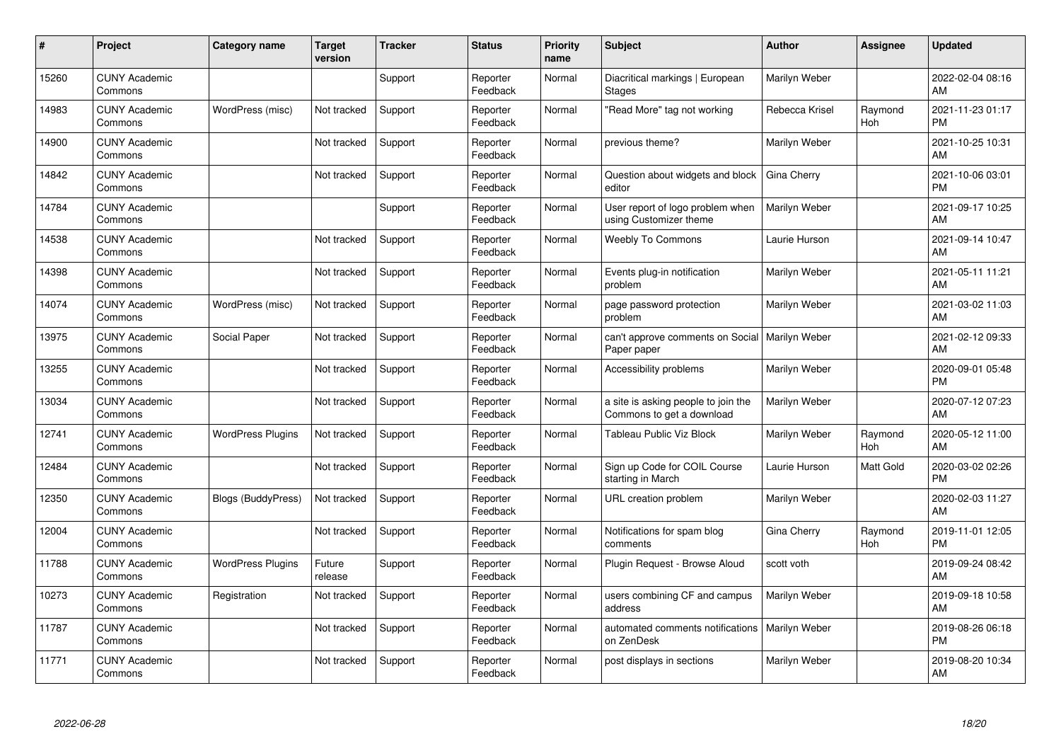| # | Project | Category name | Target version | Tracker | Status | Priority name | Subject | Author | Assignee | Updated |
|---|---|---|---|---|---|---|---|---|---|---|
| 15260 | CUNY Academic Commons | | | Support | Reporter Feedback | Normal | Diacritical markings \| European Stages | Marilyn Weber | | 2022-02-04 08:16 AM |
| 14983 | CUNY Academic Commons | WordPress (misc) | Not tracked | Support | Reporter Feedback | Normal | "Read More" tag not working | Rebecca Krisel | Raymond Hoh | 2021-11-23 01:17 PM |
| 14900 | CUNY Academic Commons | | Not tracked | Support | Reporter Feedback | Normal | previous theme? | Marilyn Weber | | 2021-10-25 10:31 AM |
| 14842 | CUNY Academic Commons | | Not tracked | Support | Reporter Feedback | Normal | Question about widgets and block editor | Gina Cherry | | 2021-10-06 03:01 PM |
| 14784 | CUNY Academic Commons | | | Support | Reporter Feedback | Normal | User report of logo problem when using Customizer theme | Marilyn Weber | | 2021-09-17 10:25 AM |
| 14538 | CUNY Academic Commons | | Not tracked | Support | Reporter Feedback | Normal | Weebly To Commons | Laurie Hurson | | 2021-09-14 10:47 AM |
| 14398 | CUNY Academic Commons | | Not tracked | Support | Reporter Feedback | Normal | Events plug-in notification problem | Marilyn Weber | | 2021-05-11 11:21 AM |
| 14074 | CUNY Academic Commons | WordPress (misc) | Not tracked | Support | Reporter Feedback | Normal | page password protection problem | Marilyn Weber | | 2021-03-02 11:03 AM |
| 13975 | CUNY Academic Commons | Social Paper | Not tracked | Support | Reporter Feedback | Normal | can't approve comments on Social Paper paper | Marilyn Weber | | 2021-02-12 09:33 AM |
| 13255 | CUNY Academic Commons | | Not tracked | Support | Reporter Feedback | Normal | Accessibility problems | Marilyn Weber | | 2020-09-01 05:48 PM |
| 13034 | CUNY Academic Commons | | Not tracked | Support | Reporter Feedback | Normal | a site is asking people to join the Commons to get a download | Marilyn Weber | | 2020-07-12 07:23 AM |
| 12741 | CUNY Academic Commons | WordPress Plugins | Not tracked | Support | Reporter Feedback | Normal | Tableau Public Viz Block | Marilyn Weber | Raymond Hoh | 2020-05-12 11:00 AM |
| 12484 | CUNY Academic Commons | | Not tracked | Support | Reporter Feedback | Normal | Sign up Code for COIL Course starting in March | Laurie Hurson | Matt Gold | 2020-03-02 02:26 PM |
| 12350 | CUNY Academic Commons | Blogs (BuddyPress) | Not tracked | Support | Reporter Feedback | Normal | URL creation problem | Marilyn Weber | | 2020-02-03 11:27 AM |
| 12004 | CUNY Academic Commons | | Not tracked | Support | Reporter Feedback | Normal | Notifications for spam blog comments | Gina Cherry | Raymond Hoh | 2019-11-01 12:05 PM |
| 11788 | CUNY Academic Commons | WordPress Plugins | Future release | Support | Reporter Feedback | Normal | Plugin Request - Browse Aloud | scott voth | | 2019-09-24 08:42 AM |
| 10273 | CUNY Academic Commons | Registration | Not tracked | Support | Reporter Feedback | Normal | users combining CF and campus address | Marilyn Weber | | 2019-09-18 10:58 AM |
| 11787 | CUNY Academic Commons | | Not tracked | Support | Reporter Feedback | Normal | automated comments notifications on ZenDesk | Marilyn Weber | | 2019-08-26 06:18 PM |
| 11771 | CUNY Academic Commons | | Not tracked | Support | Reporter Feedback | Normal | post displays in sections | Marilyn Weber | | 2019-08-20 10:34 AM |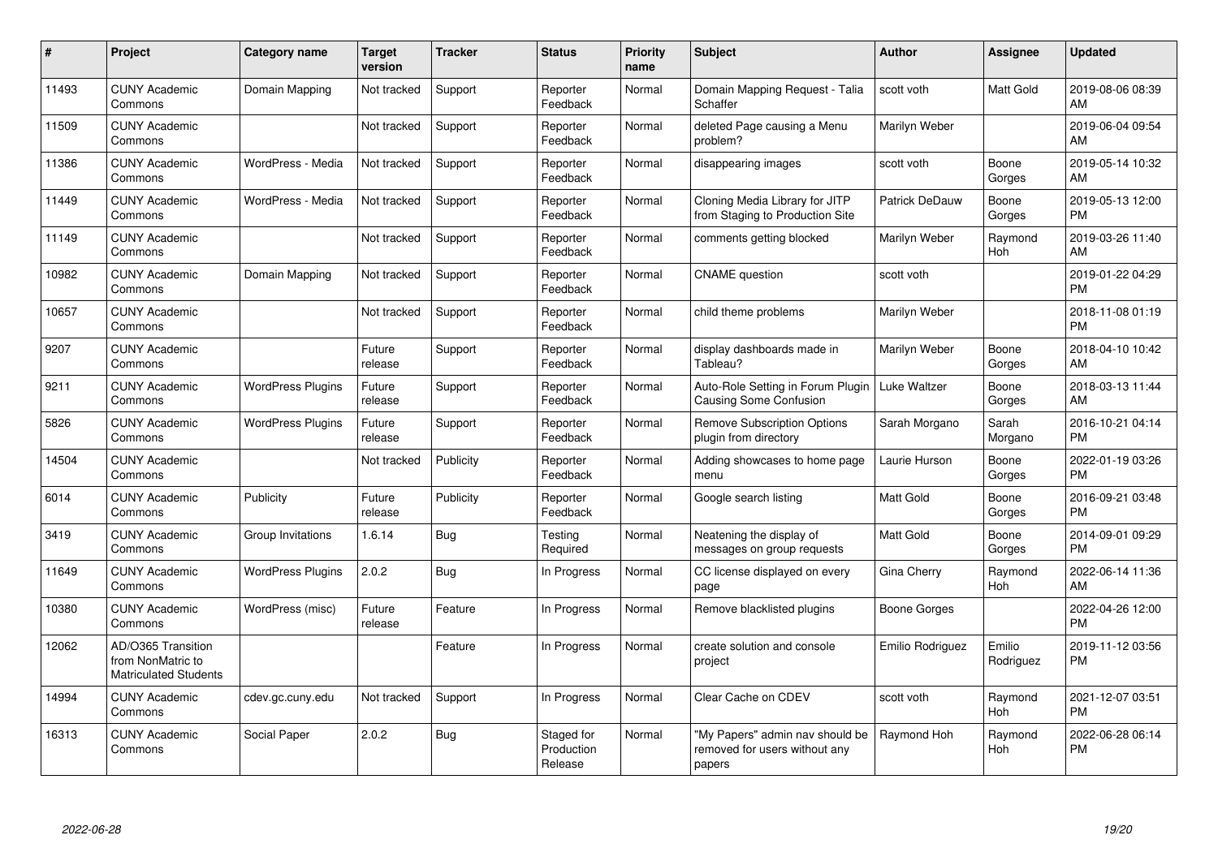| # | Project | Category name | Target version | Tracker | Status | Priority name | Subject | Author | Assignee | Updated |
|---|---|---|---|---|---|---|---|---|---|---|
| 11493 | CUNY Academic Commons | Domain Mapping | Not tracked | Support | Reporter Feedback | Normal | Domain Mapping Request - Talia Schaffer | scott voth | Matt Gold | 2019-08-06 08:39 AM |
| 11509 | CUNY Academic Commons | | Not tracked | Support | Reporter Feedback | Normal | deleted Page causing a Menu problem? | Marilyn Weber | | 2019-06-04 09:54 AM |
| 11386 | CUNY Academic Commons | WordPress - Media | Not tracked | Support | Reporter Feedback | Normal | disappearing images | scott voth | Boone Gorges | 2019-05-14 10:32 AM |
| 11449 | CUNY Academic Commons | WordPress - Media | Not tracked | Support | Reporter Feedback | Normal | Cloning Media Library for JITP from Staging to Production Site | Patrick DeDauw | Boone Gorges | 2019-05-13 12:00 PM |
| 11149 | CUNY Academic Commons | | Not tracked | Support | Reporter Feedback | Normal | comments getting blocked | Marilyn Weber | Raymond Hoh | 2019-03-26 11:40 AM |
| 10982 | CUNY Academic Commons | Domain Mapping | Not tracked | Support | Reporter Feedback | Normal | CNAME question | scott voth | | 2019-01-22 04:29 PM |
| 10657 | CUNY Academic Commons | | Not tracked | Support | Reporter Feedback | Normal | child theme problems | Marilyn Weber | | 2018-11-08 01:19 PM |
| 9207 | CUNY Academic Commons | | Future release | Support | Reporter Feedback | Normal | display dashboards made in Tableau? | Marilyn Weber | Boone Gorges | 2018-04-10 10:42 AM |
| 9211 | CUNY Academic Commons | WordPress Plugins | Future release | Support | Reporter Feedback | Normal | Auto-Role Setting in Forum Plugin Causing Some Confusion | Luke Waltzer | Boone Gorges | 2018-03-13 11:44 AM |
| 5826 | CUNY Academic Commons | WordPress Plugins | Future release | Support | Reporter Feedback | Normal | Remove Subscription Options plugin from directory | Sarah Morgano | Sarah Morgano | 2016-10-21 04:14 PM |
| 14504 | CUNY Academic Commons | | Not tracked | Publicity | Reporter Feedback | Normal | Adding showcases to home page menu | Laurie Hurson | Boone Gorges | 2022-01-19 03:26 PM |
| 6014 | CUNY Academic Commons | Publicity | Future release | Publicity | Reporter Feedback | Normal | Google search listing | Matt Gold | Boone Gorges | 2016-09-21 03:48 PM |
| 3419 | CUNY Academic Commons | Group Invitations | 1.6.14 | Bug | Testing Required | Normal | Neatening the display of messages on group requests | Matt Gold | Boone Gorges | 2014-09-01 09:29 PM |
| 11649 | CUNY Academic Commons | WordPress Plugins | 2.0.2 | Bug | In Progress | Normal | CC license displayed on every page | Gina Cherry | Raymond Hoh | 2022-06-14 11:36 AM |
| 10380 | CUNY Academic Commons | WordPress (misc) | Future release | Feature | In Progress | Normal | Remove blacklisted plugins | Boone Gorges | | 2022-04-26 12:00 PM |
| 12062 | AD/O365 Transition from NonMatric to Matriculated Students | | | Feature | In Progress | Normal | create solution and console project | Emilio Rodriguez | Emilio Rodriguez | 2019-11-12 03:56 PM |
| 14994 | CUNY Academic Commons | cdev.gc.cuny.edu | Not tracked | Support | In Progress | Normal | Clear Cache on CDEV | scott voth | Raymond Hoh | 2021-12-07 03:51 PM |
| 16313 | CUNY Academic Commons | Social Paper | 2.0.2 | Bug | Staged for Production Release | Normal | "My Papers" admin nav should be removed for users without any papers | Raymond Hoh | Raymond Hoh | 2022-06-28 06:14 PM |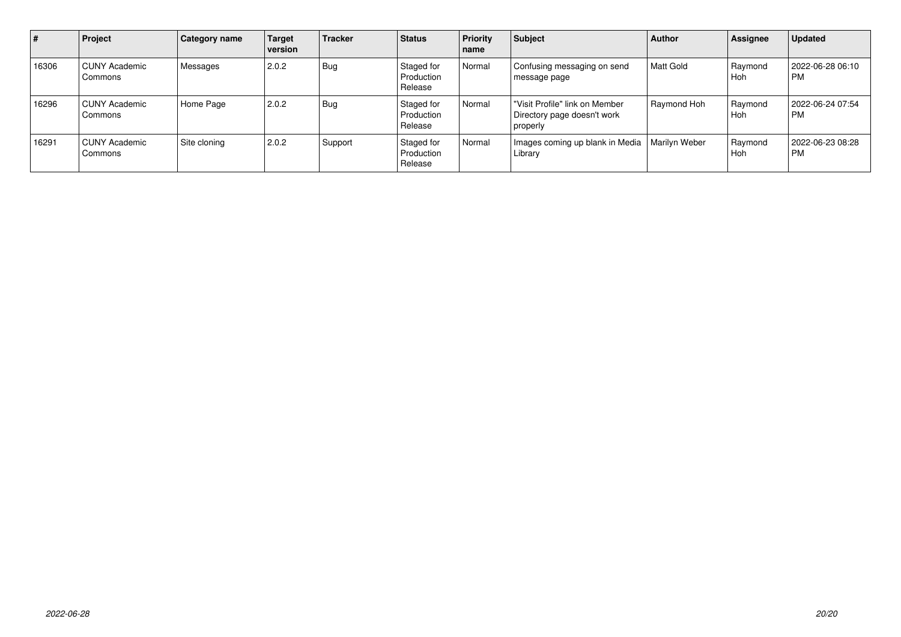| # | Project | Category name | Target version | Tracker | Status | Priority name | Subject | Author | Assignee | Updated |
|---|---|---|---|---|---|---|---|---|---|---|
| 16306 | CUNY Academic Commons | Messages | 2.0.2 | Bug | Staged for Production Release | Normal | Confusing messaging on send message page | Matt Gold | Raymond Hoh | 2022-06-28 06:10 PM |
| 16296 | CUNY Academic Commons | Home Page | 2.0.2 | Bug | Staged for Production Release | Normal | "Visit Profile" link on Member Directory page doesn't work properly | Raymond Hoh | Raymond Hoh | 2022-06-24 07:54 PM |
| 16291 | CUNY Academic Commons | Site cloning | 2.0.2 | Support | Staged for Production Release | Normal | Images coming up blank in Media Library | Marilyn Weber | Raymond Hoh | 2022-06-23 08:28 PM |